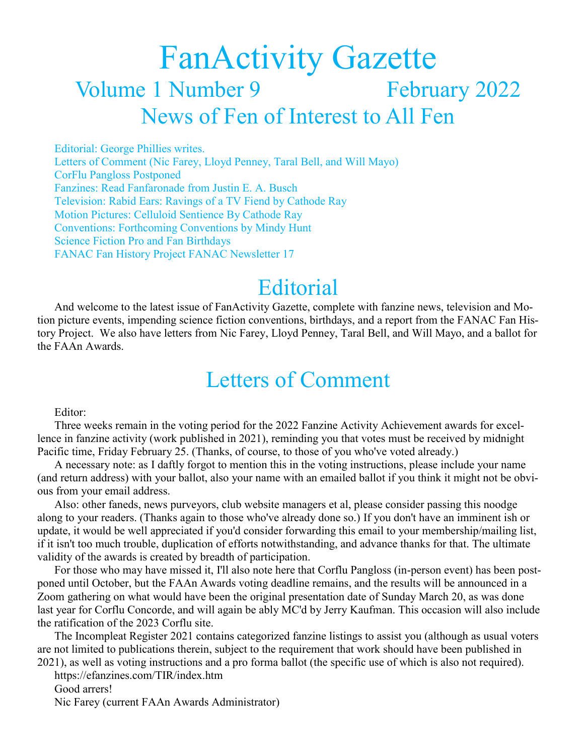# FanActivity Gazette

## Volume 1 Number 9 February 2022

## News of Fen of Interest to All Fen

Editorial: George Phillies writes.
Letters of Comment (Nic Farey, Lloyd Penney, Taral Bell, and Will Mayo)
CorFlu Pangloss Postponed
Fanzines: Read Fanfaronade from Justin E. A. Busch
Television: Rabid Ears: Ravings of a TV Fiend by Cathode Ray
Motion Pictures: Celluloid Sentience By Cathode Ray
Conventions: Forthcoming Conventions by Mindy Hunt
Science Fiction Pro and Fan Birthdays
FANAC Fan History Project FANAC Newsletter 17

# Editorial

And welcome to the latest issue of FanActivity Gazette, complete with fanzine news, television and Motion picture events, impending science fiction conventions, birthdays, and a report from the FANAC Fan History Project. We also have letters from Nic Farey, Lloyd Penney, Taral Bell, and Will Mayo, and a ballot for the FAAn Awards.

# Letters of Comment

Editor:

Three weeks remain in the voting period for the 2022 Fanzine Activity Achievement awards for excellence in fanzine activity (work published in 2021), reminding you that votes must be received by midnight Pacific time, Friday February 25. (Thanks, of course, to those of you who've voted already.)

A necessary note: as I daftly forgot to mention this in the voting instructions, please include your name (and return address) with your ballot, also your name with an emailed ballot if you think it might not be obvious from your email address.

Also: other faneds, news purveyors, club website managers et al, please consider passing this noodge along to your readers. (Thanks again to those who've already done so.) If you don't have an imminent ish or update, it would be well appreciated if you'd consider forwarding this email to your membership/mailing list, if it isn't too much trouble, duplication of efforts notwithstanding, and advance thanks for that. The ultimate validity of the awards is created by breadth of participation.

For those who may have missed it, I'll also note here that Corflu Pangloss (in-person event) has been postponed until October, but the FAAn Awards voting deadline remains, and the results will be announced in a Zoom gathering on what would have been the original presentation date of Sunday March 20, as was done last year for Corflu Concorde, and will again be ably MC'd by Jerry Kaufman. This occasion will also include the ratification of the 2023 Corflu site.

The Incompleat Register 2021 contains categorized fanzine listings to assist you (although as usual voters are not limited to publications therein, subject to the requirement that work should have been published in 2021), as well as voting instructions and a pro forma ballot (the specific use of which is also not required).

https://efanzines.com/TIR/index.htm

Good arrers!

Nic Farey (current FAAn Awards Administrator)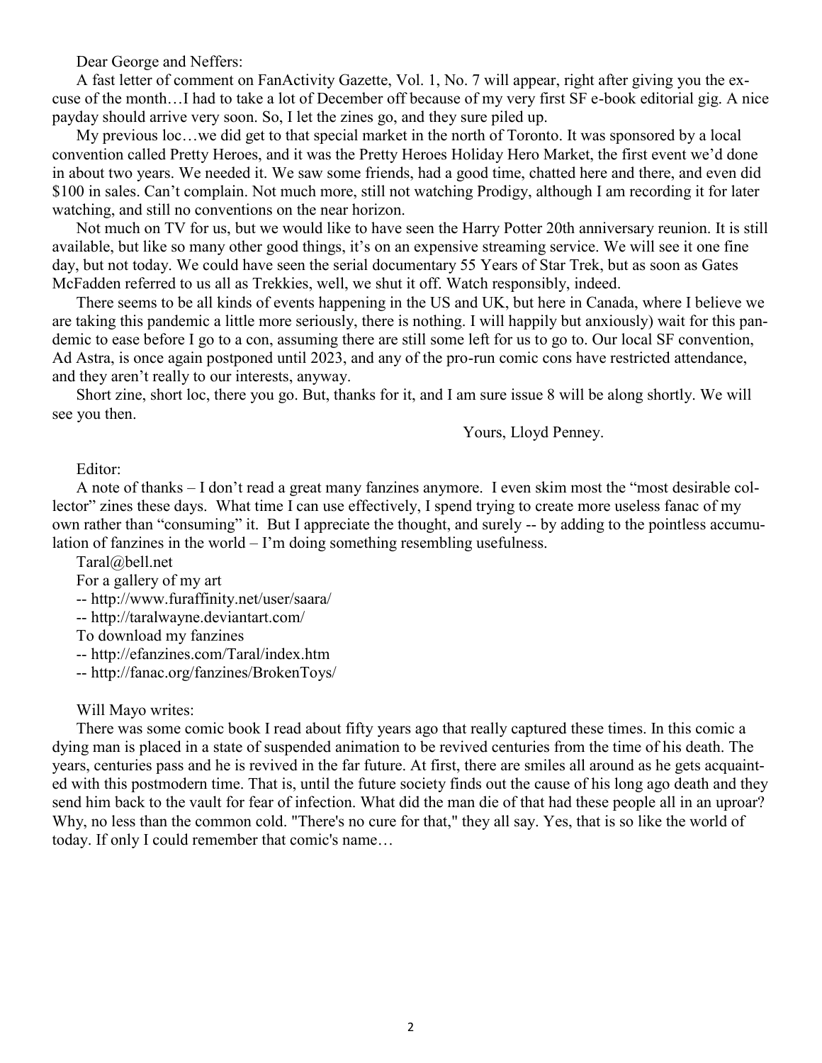Dear George and Neffers:

A fast letter of comment on FanActivity Gazette, Vol. 1, No. 7 will appear, right after giving you the excuse of the month…I had to take a lot of December off because of my very first SF e-book editorial gig. A nice payday should arrive very soon. So, I let the zines go, and they sure piled up.

My previous loc…we did get to that special market in the north of Toronto. It was sponsored by a local convention called Pretty Heroes, and it was the Pretty Heroes Holiday Hero Market, the first event we'd done in about two years. We needed it. We saw some friends, had a good time, chatted here and there, and even did $100 in sales. Can't complain. Not much more, still not watching Prodigy, although I am recording it for later watching, and still no conventions on the near horizon.

Not much on TV for us, but we would like to have seen the Harry Potter 20th anniversary reunion. It is still available, but like so many other good things, it's on an expensive streaming service. We will see it one fine day, but not today. We could have seen the serial documentary 55 Years of Star Trek, but as soon as Gates McFadden referred to us all as Trekkies, well, we shut it off. Watch responsibly, indeed.

There seems to be all kinds of events happening in the US and UK, but here in Canada, where I believe we are taking this pandemic a little more seriously, there is nothing. I will happily but anxiously) wait for this pandemic to ease before I go to a con, assuming there are still some left for us to go to. Our local SF convention, Ad Astra, is once again postponed until 2023, and any of the pro-run comic cons have restricted attendance, and they aren't really to our interests, anyway.

Short zine, short loc, there you go. But, thanks for it, and I am sure issue 8 will be along shortly. We will see you then.

Yours, Lloyd Penney.

Editor:

A note of thanks – I don't read a great many fanzines anymore. I even skim most the "most desirable collector" zines these days. What time I can use effectively, I spend trying to create more useless fanac of my own rather than "consuming" it. But I appreciate the thought, and surely -- by adding to the pointless accumulation of fanzines in the world – I'm doing something resembling usefulness.

Taral@bell.net

For a gallery of my art

-- http://www.furaffinity.net/user/saara/

-- http://taralwayne.deviantart.com/

To download my fanzines

-- http://efanzines.com/Taral/index.htm

-- http://fanac.org/fanzines/BrokenToys/

Will Mayo writes:

There was some comic book I read about fifty years ago that really captured these times. In this comic a dying man is placed in a state of suspended animation to be revived centuries from the time of his death. The years, centuries pass and he is revived in the far future. At first, there are smiles all around as he gets acquainted with this postmodern time. That is, until the future society finds out the cause of his long ago death and they send him back to the vault for fear of infection. What did the man die of that had these people all in an uproar? Why, no less than the common cold. "There's no cure for that," they all say. Yes, that is so like the world of today. If only I could remember that comic's name…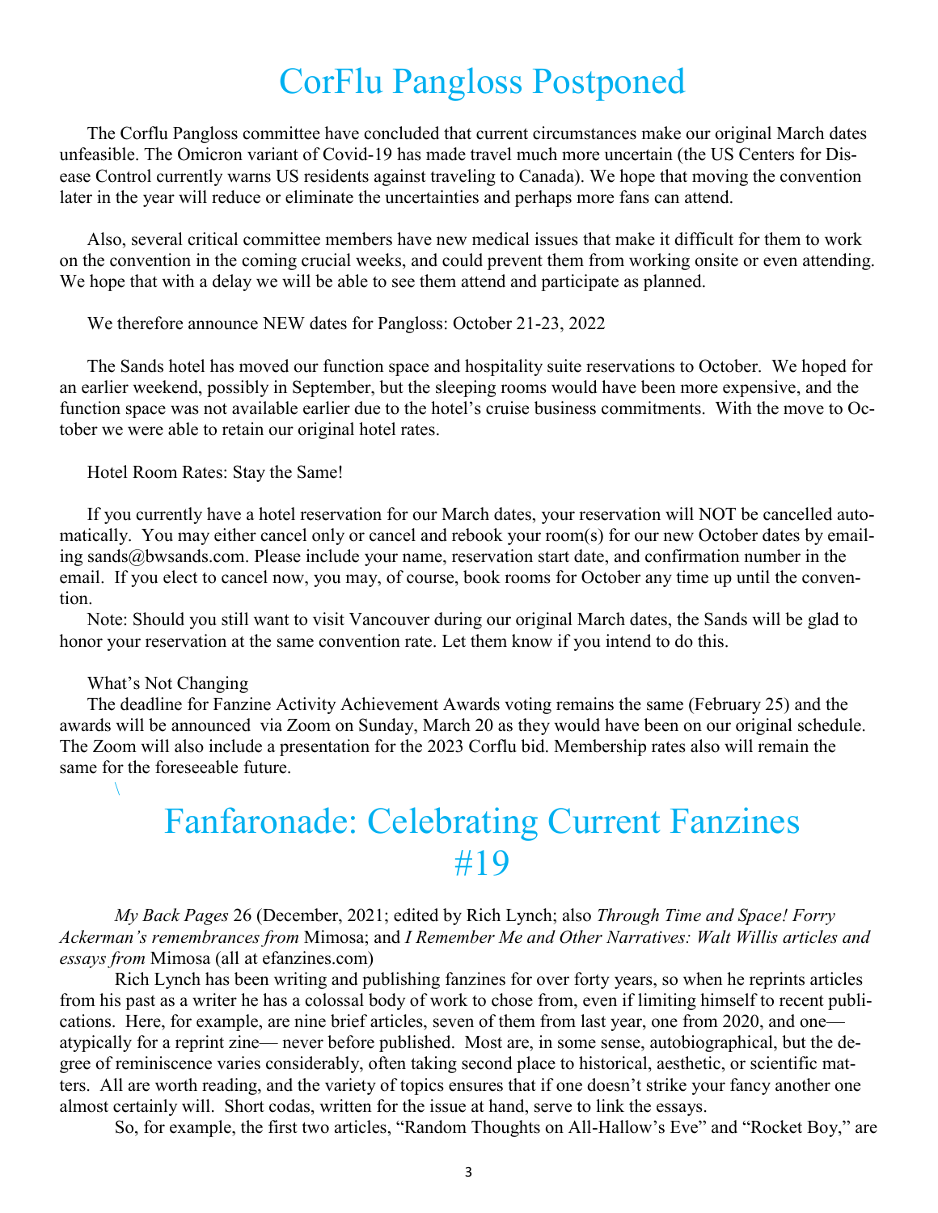# CorFlu Pangloss Postponed

The Corflu Pangloss committee have concluded that current circumstances make our original March dates unfeasible. The Omicron variant of Covid-19 has made travel much more uncertain (the US Centers for Disease Control currently warns US residents against traveling to Canada). We hope that moving the convention later in the year will reduce or eliminate the uncertainties and perhaps more fans can attend.

Also, several critical committee members have new medical issues that make it difficult for them to work on the convention in the coming crucial weeks, and could prevent them from working onsite or even attending. We hope that with a delay we will be able to see them attend and participate as planned.

We therefore announce NEW dates for Pangloss: October 21-23, 2022

The Sands hotel has moved our function space and hospitality suite reservations to October. We hoped for an earlier weekend, possibly in September, but the sleeping rooms would have been more expensive, and the function space was not available earlier due to the hotel's cruise business commitments. With the move to October we were able to retain our original hotel rates.

Hotel Room Rates: Stay the Same!

If you currently have a hotel reservation for our March dates, your reservation will NOT be cancelled automatically. You may either cancel only or cancel and rebook your room(s) for our new October dates by emailing sands@bwsands.com. Please include your name, reservation start date, and confirmation number in the email. If you elect to cancel now, you may, of course, book rooms for October any time up until the convention.

Note: Should you still want to visit Vancouver during our original March dates, the Sands will be glad to honor your reservation at the same convention rate. Let them know if you intend to do this.

What's Not Changing

The deadline for Fanzine Activity Achievement Awards voting remains the same (February 25) and the awards will be announced via Zoom on Sunday, March 20 as they would have been on our original schedule. The Zoom will also include a presentation for the 2023 Corflu bid. Membership rates also will remain the same for the foreseeable future.

# Fanfaronade: Celebrating Current Fanzines #19

*My Back Pages* 26 (December, 2021; edited by Rich Lynch; also *Through Time and Space! Forry Ackerman's remembrances from* Mimosa; and *I Remember Me and Other Narratives: Walt Willis articles and essays from* Mimosa (all at efanzines.com)

Rich Lynch has been writing and publishing fanzines for over forty years, so when he reprints articles from his past as a writer he has a colossal body of work to chose from, even if limiting himself to recent publications. Here, for example, are nine brief articles, seven of them from last year, one from 2020, and one— atypically for a reprint zine— never before published. Most are, in some sense, autobiographical, but the degree of reminiscence varies considerably, often taking second place to historical, aesthetic, or scientific matters. All are worth reading, and the variety of topics ensures that if one doesn't strike your fancy another one almost certainly will. Short codas, written for the issue at hand, serve to link the essays.

So, for example, the first two articles, "Random Thoughts on All-Hallow's Eve" and "Rocket Boy," are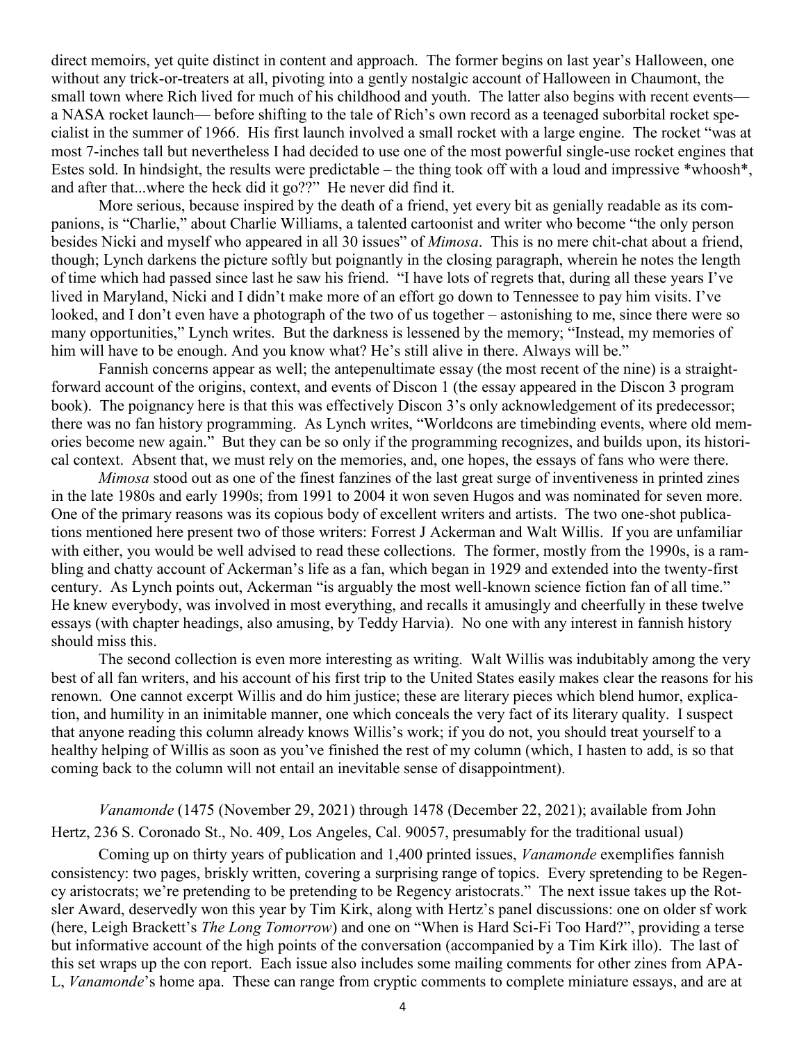direct memoirs, yet quite distinct in content and approach. The former begins on last year's Halloween, one without any trick-or-treaters at all, pivoting into a gently nostalgic account of Halloween in Chaumont, the small town where Rich lived for much of his childhood and youth. The latter also begins with recent events— a NASA rocket launch— before shifting to the tale of Rich's own record as a teenaged suborbital rocket specialist in the summer of 1966. His first launch involved a small rocket with a large engine. The rocket "was at most 7-inches tall but nevertheless I had decided to use one of the most powerful single-use rocket engines that Estes sold. In hindsight, the results were predictable – the thing took off with a loud and impressive *whoosh*, and after that...where the heck did it go??" He never did find it.

More serious, because inspired by the death of a friend, yet every bit as genially readable as its companions, is "Charlie," about Charlie Williams, a talented cartoonist and writer who become "the only person besides Nicki and myself who appeared in all 30 issues" of *Mimosa*. This is no mere chit-chat about a friend, though; Lynch darkens the picture softly but poignantly in the closing paragraph, wherein he notes the length of time which had passed since last he saw his friend. "I have lots of regrets that, during all these years I've lived in Maryland, Nicki and I didn't make more of an effort go down to Tennessee to pay him visits. I've looked, and I don't even have a photograph of the two of us together – astonishing to me, since there were so many opportunities," Lynch writes. But the darkness is lessened by the memory; "Instead, my memories of him will have to be enough. And you know what? He's still alive in there. Always will be."

Fannish concerns appear as well; the antepenultimate essay (the most recent of the nine) is a straightforward account of the origins, context, and events of Discon 1 (the essay appeared in the Discon 3 program book). The poignancy here is that this was effectively Discon 3's only acknowledgement of its predecessor; there was no fan history programming. As Lynch writes, "Worldcons are timebinding events, where old memories become new again." But they can be so only if the programming recognizes, and builds upon, its historical context. Absent that, we must rely on the memories, and, one hopes, the essays of fans who were there.

*Mimosa* stood out as one of the finest fanzines of the last great surge of inventiveness in printed zines in the late 1980s and early 1990s; from 1991 to 2004 it won seven Hugos and was nominated for seven more. One of the primary reasons was its copious body of excellent writers and artists. The two one-shot publications mentioned here present two of those writers: Forrest J Ackerman and Walt Willis. If you are unfamiliar with either, you would be well advised to read these collections. The former, mostly from the 1990s, is a rambling and chatty account of Ackerman's life as a fan, which began in 1929 and extended into the twenty-first century. As Lynch points out, Ackerman "is arguably the most well-known science fiction fan of all time." He knew everybody, was involved in most everything, and recalls it amusingly and cheerfully in these twelve essays (with chapter headings, also amusing, by Teddy Harvia). No one with any interest in fannish history should miss this.

The second collection is even more interesting as writing. Walt Willis was indubitably among the very best of all fan writers, and his account of his first trip to the United States easily makes clear the reasons for his renown. One cannot excerpt Willis and do him justice; these are literary pieces which blend humor, explication, and humility in an inimitable manner, one which conceals the very fact of its literary quality. I suspect that anyone reading this column already knows Willis's work; if you do not, you should treat yourself to a healthy helping of Willis as soon as you've finished the rest of my column (which, I hasten to add, is so that coming back to the column will not entail an inevitable sense of disappointment).

*Vanamonde* (1475 (November 29, 2021) through 1478 (December 22, 2021); available from John Hertz, 236 S. Coronado St., No. 409, Los Angeles, Cal. 90057, presumably for the traditional usual)

Coming up on thirty years of publication and 1,400 printed issues, *Vanamonde* exemplifies fannish consistency: two pages, briskly written, covering a surprising range of topics. Every spretending to be Regency aristocrats; we're pretending to be pretending to be Regency aristocrats." The next issue takes up the Rotsler Award, deservedly won this year by Tim Kirk, along with Hertz's panel discussions: one on older sf work (here, Leigh Brackett's *The Long Tomorrow*) and one on "When is Hard Sci-Fi Too Hard?", providing a terse but informative account of the high points of the conversation (accompanied by a Tim Kirk illo). The last of this set wraps up the con report. Each issue also includes some mailing comments for other zines from APA-L, *Vanamonde*'s home apa. These can range from cryptic comments to complete miniature essays, and are at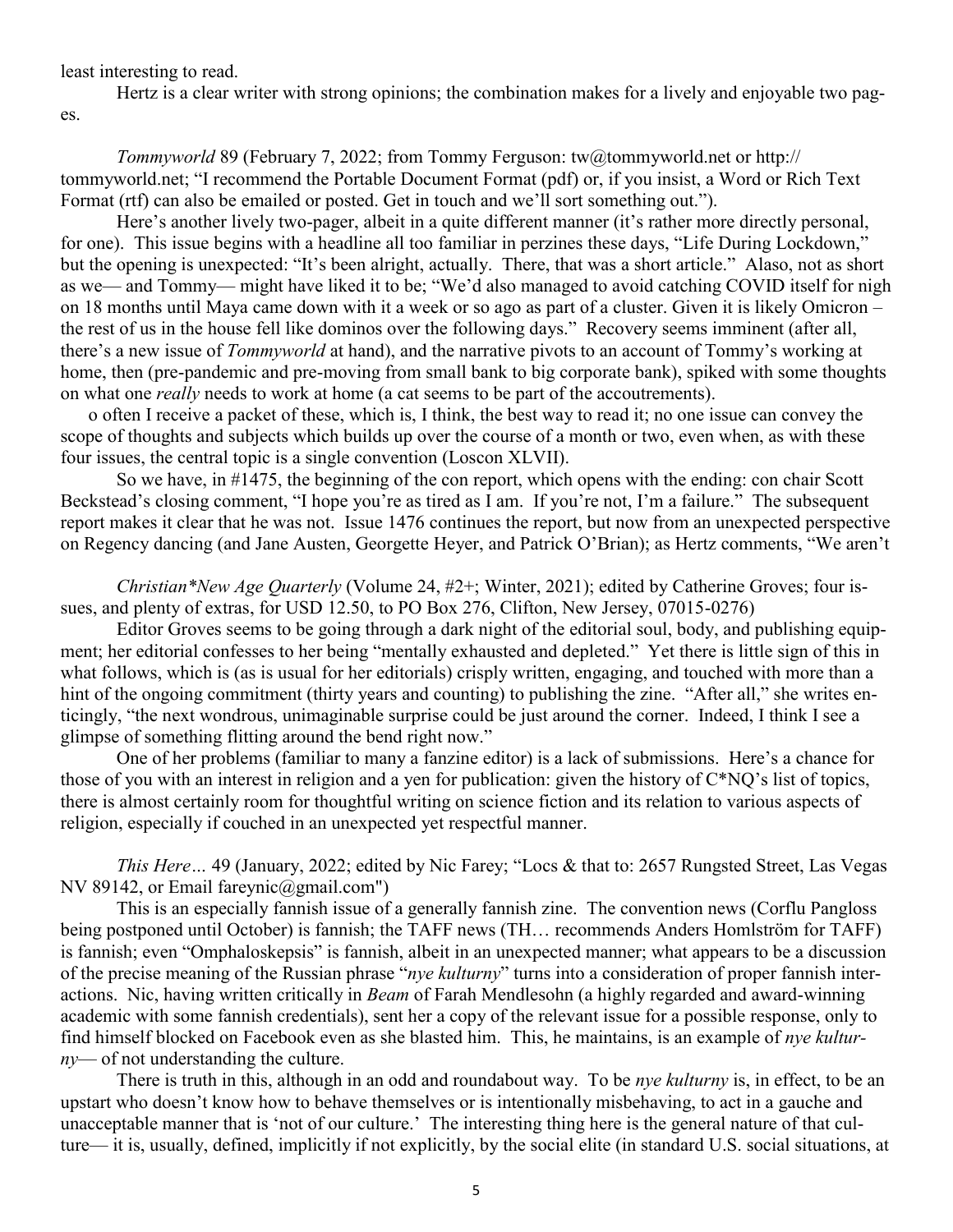least interesting to read.

Hertz is a clear writer with strong opinions; the combination makes for a lively and enjoyable two pages.

*Tommyworld* 89 (February 7, 2022; from Tommy Ferguson: tw@tommyworld.net or http://tommyworld.net; "I recommend the Portable Document Format (pdf) or, if you insist, a Word or Rich Text Format (rtf) can also be emailed or posted. Get in touch and we'll sort something out.").

Here's another lively two-pager, albeit in a quite different manner (it's rather more directly personal, for one). This issue begins with a headline all too familiar in perzines these days, "Life During Lockdown," but the opening is unexpected: "It's been alright, actually. There, that was a short article." Alaso, not as short as we— and Tommy— might have liked it to be; "We'd also managed to avoid catching COVID itself for nigh on 18 months until Maya came down with it a week or so ago as part of a cluster. Given it is likely Omicron – the rest of us in the house fell like dominos over the following days." Recovery seems imminent (after all, there's a new issue of *Tommyworld* at hand), and the narrative pivots to an account of Tommy's working at home, then (pre-pandemic and pre-moving from small bank to big corporate bank), spiked with some thoughts on what one *really* needs to work at home (a cat seems to be part of the accoutrements).

o often I receive a packet of these, which is, I think, the best way to read it; no one issue can convey the scope of thoughts and subjects which builds up over the course of a month or two, even when, as with these four issues, the central topic is a single convention (Loscon XLVII).

So we have, in #1475, the beginning of the con report, which opens with the ending: con chair Scott Beckstead's closing comment, "I hope you're as tired as I am. If you're not, I'm a failure." The subsequent report makes it clear that he was not. Issue 1476 continues the report, but now from an unexpected perspective on Regency dancing (and Jane Austen, Georgette Heyer, and Patrick O'Brian); as Hertz comments, "We aren't

*Christian\*New Age Quarterly* (Volume 24, #2+; Winter, 2021); edited by Catherine Groves; four issues, and plenty of extras, for USD 12.50, to PO Box 276, Clifton, New Jersey, 07015-0276)

Editor Groves seems to be going through a dark night of the editorial soul, body, and publishing equipment; her editorial confesses to her being "mentally exhausted and depleted." Yet there is little sign of this in what follows, which is (as is usual for her editorials) crisply written, engaging, and touched with more than a hint of the ongoing commitment (thirty years and counting) to publishing the zine. "After all," she writes enticingly, "the next wondrous, unimaginable surprise could be just around the corner. Indeed, I think I see a glimpse of something flitting around the bend right now."

One of her problems (familiar to many a fanzine editor) is a lack of submissions. Here's a chance for those of you with an interest in religion and a yen for publication: given the history of C*NQ's list of topics, there is almost certainly room for thoughtful writing on science fiction and its relation to various aspects of religion, especially if couched in an unexpected yet respectful manner.

*This Here…* 49 (January, 2022; edited by Nic Farey; "Locs & that to: 2657 Rungsted Street, Las Vegas NV 89142, or Email fareynic@gmail.com")

This is an especially fannish issue of a generally fannish zine. The convention news (Corflu Pangloss being postponed until October) is fannish; the TAFF news (TH… recommends Anders Homlström for TAFF) is fannish; even "Omphaloskepsis" is fannish, albeit in an unexpected manner; what appears to be a discussion of the precise meaning of the Russian phrase "*nye kulturny*" turns into a consideration of proper fannish interactions. Nic, having written critically in *Beam* of Farah Mendlesohn (a highly regarded and award-winning academic with some fannish credentials), sent her a copy of the relevant issue for a possible response, only to find himself blocked on Facebook even as she blasted him. This, he maintains, is an example of *nye kulturny*— of not understanding the culture.

There is truth in this, although in an odd and roundabout way. To be *nye kulturny* is, in effect, to be an upstart who doesn't know how to behave themselves or is intentionally misbehaving, to act in a gauche and unacceptable manner that is 'not of our culture.' The interesting thing here is the general nature of that culture— it is, usually, defined, implicitly if not explicitly, by the social elite (in standard U.S. social situations, at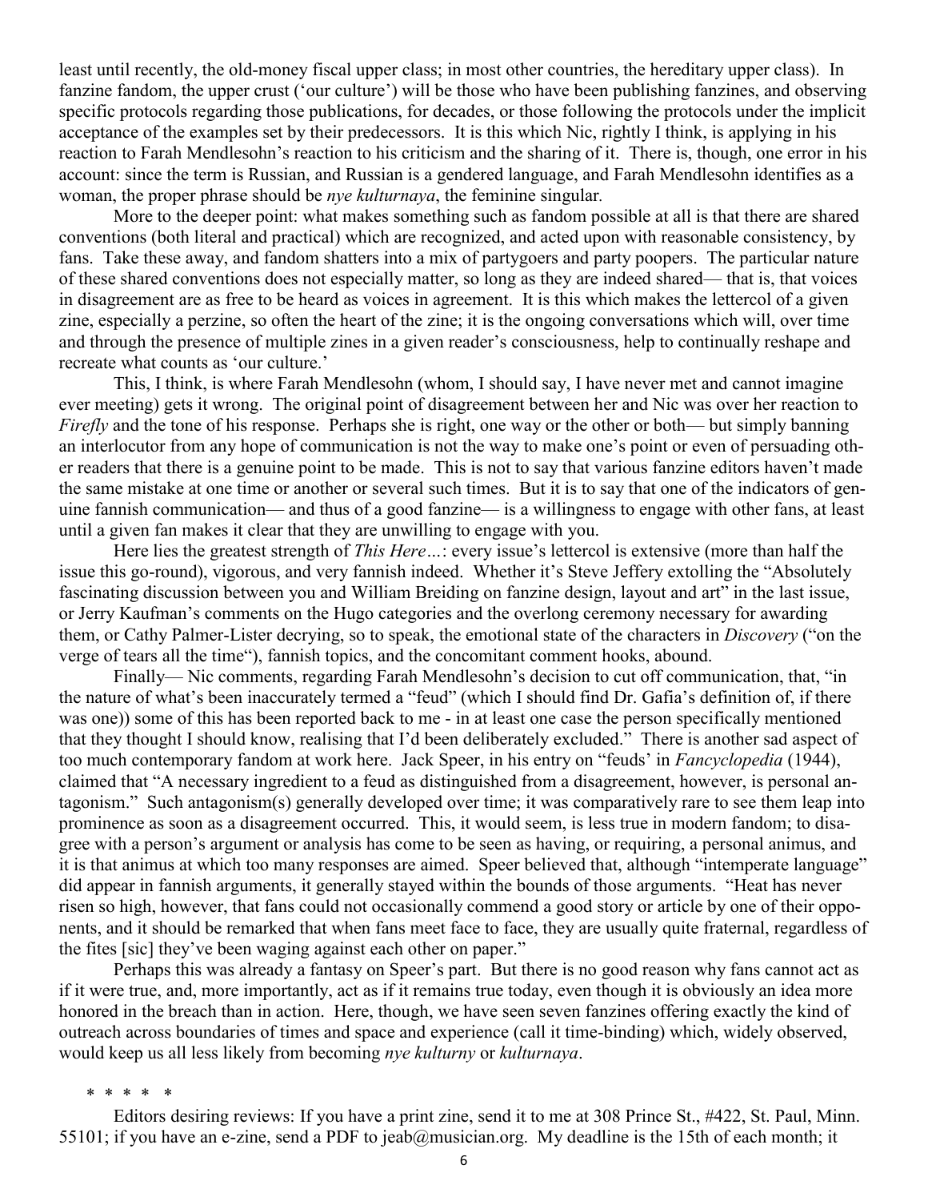least until recently, the old-money fiscal upper class; in most other countries, the hereditary upper class). In fanzine fandom, the upper crust ('our culture') will be those who have been publishing fanzines, and observing specific protocols regarding those publications, for decades, or those following the protocols under the implicit acceptance of the examples set by their predecessors. It is this which Nic, rightly I think, is applying in his reaction to Farah Mendlesohn's reaction to his criticism and the sharing of it. There is, though, one error in his account: since the term is Russian, and Russian is a gendered language, and Farah Mendlesohn identifies as a woman, the proper phrase should be *nye kulturnaya*, the feminine singular.

More to the deeper point: what makes something such as fandom possible at all is that there are shared conventions (both literal and practical) which are recognized, and acted upon with reasonable consistency, by fans. Take these away, and fandom shatters into a mix of partygoers and party poopers. The particular nature of these shared conventions does not especially matter, so long as they are indeed shared— that is, that voices in disagreement are as free to be heard as voices in agreement. It is this which makes the lettercol of a given zine, especially a perzine, so often the heart of the zine; it is the ongoing conversations which will, over time and through the presence of multiple zines in a given reader's consciousness, help to continually reshape and recreate what counts as 'our culture.'

This, I think, is where Farah Mendlesohn (whom, I should say, I have never met and cannot imagine ever meeting) gets it wrong. The original point of disagreement between her and Nic was over her reaction to *Firefly* and the tone of his response. Perhaps she is right, one way or the other or both— but simply banning an interlocutor from any hope of communication is not the way to make one's point or even of persuading other readers that there is a genuine point to be made. This is not to say that various fanzine editors haven't made the same mistake at one time or another or several such times. But it is to say that one of the indicators of genuine fannish communication— and thus of a good fanzine— is a willingness to engage with other fans, at least until a given fan makes it clear that they are unwilling to engage with you.

Here lies the greatest strength of *This Here…*: every issue's lettercol is extensive (more than half the issue this go-round), vigorous, and very fannish indeed. Whether it's Steve Jeffery extolling the "Absolutely fascinating discussion between you and William Breiding on fanzine design, layout and art" in the last issue, or Jerry Kaufman's comments on the Hugo categories and the overlong ceremony necessary for awarding them, or Cathy Palmer-Lister decrying, so to speak, the emotional state of the characters in *Discovery* ("on the verge of tears all the time"), fannish topics, and the concomitant comment hooks, abound.

Finally— Nic comments, regarding Farah Mendlesohn's decision to cut off communication, that, "in the nature of what's been inaccurately termed a "feud" (which I should find Dr. Gafia's definition of, if there was one)) some of this has been reported back to me - in at least one case the person specifically mentioned that they thought I should know, realising that I'd been deliberately excluded." There is another sad aspect of too much contemporary fandom at work here. Jack Speer, in his entry on "feuds' in *Fancyclopedia* (1944), claimed that "A necessary ingredient to a feud as distinguished from a disagreement, however, is personal antagonism." Such antagonism(s) generally developed over time; it was comparatively rare to see them leap into prominence as soon as a disagreement occurred. This, it would seem, is less true in modern fandom; to disagree with a person's argument or analysis has come to be seen as having, or requiring, a personal animus, and it is that animus at which too many responses are aimed. Speer believed that, although "intemperate language" did appear in fannish arguments, it generally stayed within the bounds of those arguments. "Heat has never risen so high, however, that fans could not occasionally commend a good story or article by one of their opponents, and it should be remarked that when fans meet face to face, they are usually quite fraternal, regardless of the fites [sic] they've been waging against each other on paper."

Perhaps this was already a fantasy on Speer's part. But there is no good reason why fans cannot act as if it were true, and, more importantly, act as if it remains true today, even though it is obviously an idea more honored in the breach than in action. Here, though, we have seen seven fanzines offering exactly the kind of outreach across boundaries of times and space and experience (call it time-binding) which, widely observed, would keep us all less likely from becoming *nye kulturny* or *kulturnaya*.

\* \* \* \* \*

Editors desiring reviews: If you have a print zine, send it to me at 308 Prince St., #422, St. Paul, Minn. 55101; if you have an e-zine, send a PDF to jeab@musician.org. My deadline is the 15th of each month; it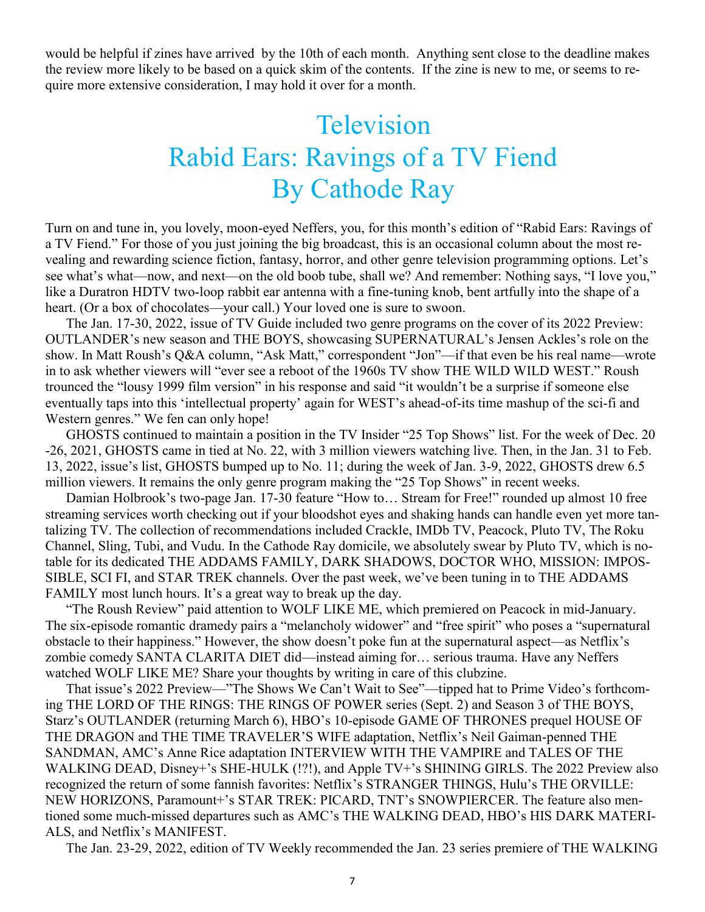would be helpful if zines have arrived by the 10th of each month. Anything sent close to the deadline makes the review more likely to be based on a quick skim of the contents. If the zine is new to me, or seems to require more extensive consideration, I may hold it over for a month.

# Television
# Rabid Ears: Ravings of a TV Fiend
# By Cathode Ray

Turn on and tune in, you lovely, moon-eyed Neffers, you, for this month's edition of "Rabid Ears: Ravings of a TV Fiend." For those of you just joining the big broadcast, this is an occasional column about the most revealing and rewarding science fiction, fantasy, horror, and other genre television programming options. Let's see what's what—now, and next—on the old boob tube, shall we? And remember: Nothing says, "I love you," like a Duratron HDTV two-loop rabbit ear antenna with a fine-tuning knob, bent artfully into the shape of a heart. (Or a box of chocolates—your call.) Your loved one is sure to swoon.

The Jan. 17-30, 2022, issue of TV Guide included two genre programs on the cover of its 2022 Preview: OUTLANDER's new season and THE BOYS, showcasing SUPERNATURAL's Jensen Ackles's role on the show. In Matt Roush's Q&A column, "Ask Matt," correspondent "Jon"—if that even be his real name—wrote in to ask whether viewers will "ever see a reboot of the 1960s TV show THE WILD WILD WEST." Roush trounced the "lousy 1999 film version" in his response and said "it wouldn't be a surprise if someone else eventually taps into this 'intellectual property' again for WEST's ahead-of-its time mashup of the sci-fi and Western genres." We fen can only hope!

GHOSTS continued to maintain a position in the TV Insider "25 Top Shows" list. For the week of Dec. 20-26, 2021, GHOSTS came in tied at No. 22, with 3 million viewers watching live. Then, in the Jan. 31 to Feb. 13, 2022, issue's list, GHOSTS bumped up to No. 11; during the week of Jan. 3-9, 2022, GHOSTS drew 6.5 million viewers. It remains the only genre program making the "25 Top Shows" in recent weeks.

Damian Holbrook's two-page Jan. 17-30 feature "How to… Stream for Free!" rounded up almost 10 free streaming services worth checking out if your bloodshot eyes and shaking hands can handle even yet more tantalizing TV. The collection of recommendations included Crackle, IMDb TV, Peacock, Pluto TV, The Roku Channel, Sling, Tubi, and Vudu. In the Cathode Ray domicile, we absolutely swear by Pluto TV, which is notable for its dedicated THE ADDAMS FAMILY, DARK SHADOWS, DOCTOR WHO, MISSION: IMPOSSIBLE, SCI FI, and STAR TREK channels. Over the past week, we've been tuning in to THE ADDAMS FAMILY most lunch hours. It's a great way to break up the day.

"The Roush Review" paid attention to WOLF LIKE ME, which premiered on Peacock in mid-January. The six-episode romantic dramedy pairs a "melancholy widower" and "free spirit" who poses a "supernatural obstacle to their happiness." However, the show doesn't poke fun at the supernatural aspect—as Netflix's zombie comedy SANTA CLARITA DIET did—instead aiming for… serious trauma. Have any Neffers watched WOLF LIKE ME? Share your thoughts by writing in care of this clubzine.

That issue's 2022 Preview—"The Shows We Can't Wait to See"—tipped hat to Prime Video's forthcoming THE LORD OF THE RINGS: THE RINGS OF POWER series (Sept. 2) and Season 3 of THE BOYS, Starz's OUTLANDER (returning March 6), HBO's 10-episode GAME OF THRONES prequel HOUSE OF THE DRAGON and THE TIME TRAVELER'S WIFE adaptation, Netflix's Neil Gaiman-penned THE SANDMAN, AMC's Anne Rice adaptation INTERVIEW WITH THE VAMPIRE and TALES OF THE WALKING DEAD, Disney+'s SHE-HULK (!?!), and Apple TV+'s SHINING GIRLS. The 2022 Preview also recognized the return of some fannish favorites: Netflix's STRANGER THINGS, Hulu's THE ORVILLE: NEW HORIZONS, Paramount+'s STAR TREK: PICARD, TNT's SNOWPIERCER. The feature also mentioned some much-missed departures such as AMC's THE WALKING DEAD, HBO's HIS DARK MATERIALS, and Netflix's MANIFEST.

The Jan. 23-29, 2022, edition of TV Weekly recommended the Jan. 23 series premiere of THE WALKING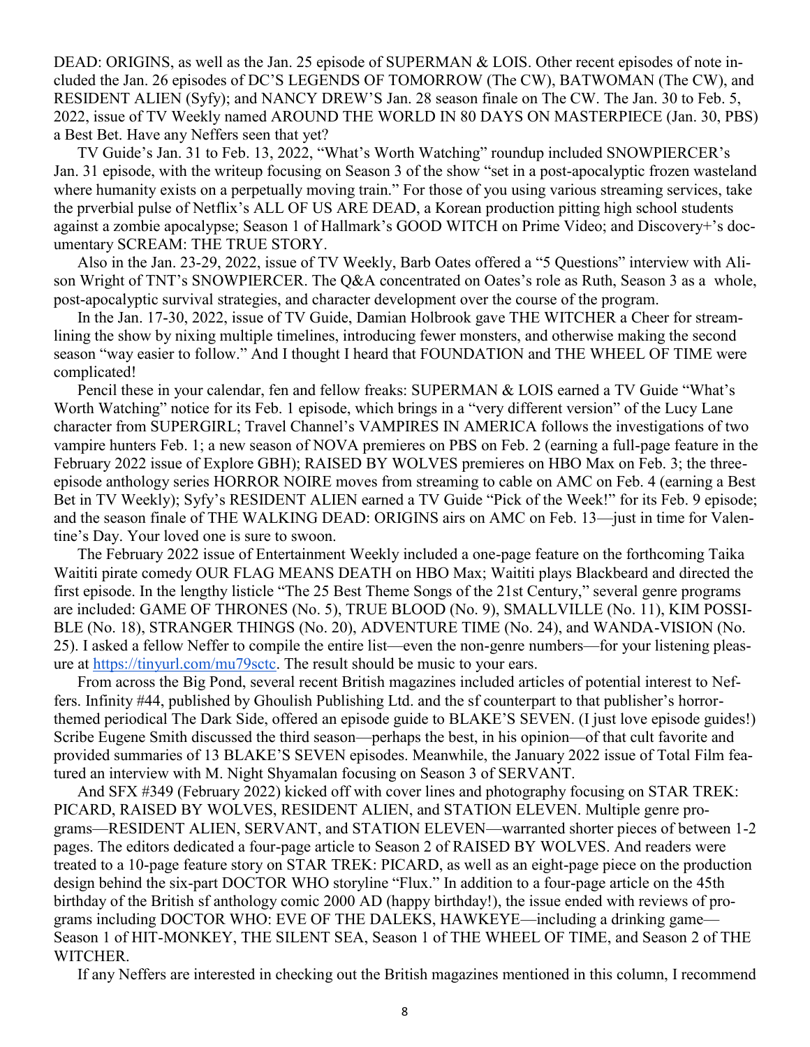DEAD: ORIGINS, as well as the Jan. 25 episode of SUPERMAN & LOIS. Other recent episodes of note included the Jan. 26 episodes of DC'S LEGENDS OF TOMORROW (The CW), BATWOMAN (The CW), and RESIDENT ALIEN (Syfy); and NANCY DREW'S Jan. 28 season finale on The CW. The Jan. 30 to Feb. 5, 2022, issue of TV Weekly named AROUND THE WORLD IN 80 DAYS ON MASTERPIECE (Jan. 30, PBS) a Best Bet. Have any Neffers seen that yet?

TV Guide's Jan. 31 to Feb. 13, 2022, "What's Worth Watching" roundup included SNOWPIERCER's Jan. 31 episode, with the writeup focusing on Season 3 of the show "set in a post-apocalyptic frozen wasteland where humanity exists on a perpetually moving train." For those of you using various streaming services, take the prverbial pulse of Netflix's ALL OF US ARE DEAD, a Korean production pitting high school students against a zombie apocalypse; Season 1 of Hallmark's GOOD WITCH on Prime Video; and Discovery+'s documentary SCREAM: THE TRUE STORY.

Also in the Jan. 23-29, 2022, issue of TV Weekly, Barb Oates offered a "5 Questions" interview with Alison Wright of TNT's SNOWPIERCER. The Q&A concentrated on Oates's role as Ruth, Season 3 as a whole, post-apocalyptic survival strategies, and character development over the course of the program.

In the Jan. 17-30, 2022, issue of TV Guide, Damian Holbrook gave THE WITCHER a Cheer for streamlining the show by nixing multiple timelines, introducing fewer monsters, and otherwise making the second season "way easier to follow." And I thought I heard that FOUNDATION and THE WHEEL OF TIME were complicated!

Pencil these in your calendar, fen and fellow freaks: SUPERMAN & LOIS earned a TV Guide "What's Worth Watching" notice for its Feb. 1 episode, which brings in a "very different version" of the Lucy Lane character from SUPERGIRL; Travel Channel's VAMPIRES IN AMERICA follows the investigations of two vampire hunters Feb. 1; a new season of NOVA premieres on PBS on Feb. 2 (earning a full-page feature in the February 2022 issue of Explore GBH); RAISED BY WOLVES premieres on HBO Max on Feb. 3; the three-episode anthology series HORROR NOIRE moves from streaming to cable on AMC on Feb. 4 (earning a Best Bet in TV Weekly); Syfy's RESIDENT ALIEN earned a TV Guide "Pick of the Week!" for its Feb. 9 episode; and the season finale of THE WALKING DEAD: ORIGINS airs on AMC on Feb. 13—just in time for Valentine's Day. Your loved one is sure to swoon.

The February 2022 issue of Entertainment Weekly included a one-page feature on the forthcoming Taika Waititi pirate comedy OUR FLAG MEANS DEATH on HBO Max; Waititi plays Blackbeard and directed the first episode. In the lengthy listicle "The 25 Best Theme Songs of the 21st Century," several genre programs are included: GAME OF THRONES (No. 5), TRUE BLOOD (No. 9), SMALLVILLE (No. 11), KIM POSSIBLE (No. 18), STRANGER THINGS (No. 20), ADVENTURE TIME (No. 24), and WANDA-VISION (No. 25). I asked a fellow Neffer to compile the entire list—even the non-genre numbers—for your listening pleasure at [https://tinyurl.com/mu79sctc](https://tinyurl.com/mu79sctc). The result should be music to your ears.

From across the Big Pond, several recent British magazines included articles of potential interest to Neffers. Infinity #44, published by Ghoulish Publishing Ltd. and the sf counterpart to that publisher's horror-themed periodical The Dark Side, offered an episode guide to BLAKE'S SEVEN. (I just love episode guides!) Scribe Eugene Smith discussed the third season—perhaps the best, in his opinion—of that cult favorite and provided summaries of 13 BLAKE'S SEVEN episodes. Meanwhile, the January 2022 issue of Total Film featured an interview with M. Night Shyamalan focusing on Season 3 of SERVANT.

And SFX #349 (February 2022) kicked off with cover lines and photography focusing on STAR TREK: PICARD, RAISED BY WOLVES, RESIDENT ALIEN, and STATION ELEVEN. Multiple genre programs—RESIDENT ALIEN, SERVANT, and STATION ELEVEN—warranted shorter pieces of between 1-2 pages. The editors dedicated a four-page article to Season 2 of RAISED BY WOLVES. And readers were treated to a 10-page feature story on STAR TREK: PICARD, as well as an eight-page piece on the production design behind the six-part DOCTOR WHO storyline "Flux." In addition to a four-page article on the 45th birthday of the British sf anthology comic 2000 AD (happy birthday!), the issue ended with reviews of programs including DOCTOR WHO: EVE OF THE DALEKS, HAWKEYE—including a drinking game—Season 1 of HIT-MONKEY, THE SILENT SEA, Season 1 of THE WHEEL OF TIME, and Season 2 of THE WITCHER.

If any Neffers are interested in checking out the British magazines mentioned in this column, I recommend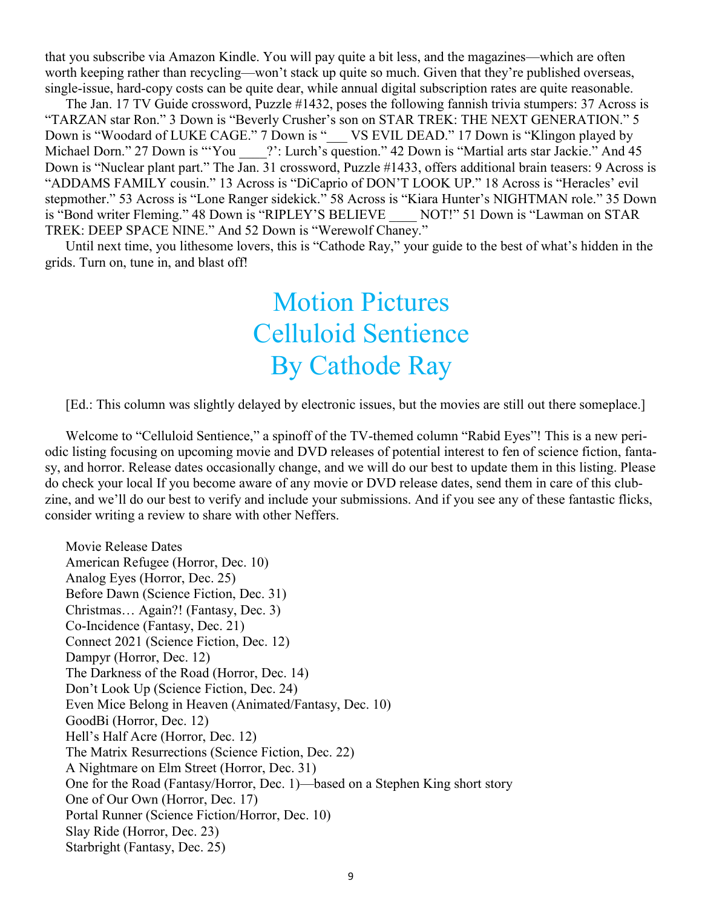that you subscribe via Amazon Kindle. You will pay quite a bit less, and the magazines—which are often worth keeping rather than recycling—won't stack up quite so much. Given that they're published overseas, single-issue, hard-copy costs can be quite dear, while annual digital subscription rates are quite reasonable.

The Jan. 17 TV Guide crossword, Puzzle #1432, poses the following fannish trivia stumpers: 37 Across is "TARZAN star Ron." 3 Down is "Beverly Crusher's son on STAR TREK: THE NEXT GENERATION." 5 Down is "Woodard of LUKE CAGE." 7 Down is "___ VS EVIL DEAD." 17 Down is "Klingon played by Michael Dorn." 27 Down is "'You ____?': Lurch's question." 42 Down is "Martial arts star Jackie." And 45 Down is "Nuclear plant part." The Jan. 31 crossword, Puzzle #1433, offers additional brain teasers: 9 Across is "ADDAMS FAMILY cousin." 13 Across is "DiCaprio of DON'T LOOK UP." 18 Across is "Heracles' evil stepmother." 53 Across is "Lone Ranger sidekick." 58 Across is "Kiara Hunter's NIGHTMAN role." 35 Down is "Bond writer Fleming." 48 Down is "RIPLEY'S BELIEVE ____ NOT!" 51 Down is "Lawman on STAR TREK: DEEP SPACE NINE." And 52 Down is "Werewolf Chaney."

Until next time, you lithesome lovers, this is "Cathode Ray," your guide to the best of what's hidden in the grids. Turn on, tune in, and blast off!

# Motion Pictures
# Celluloid Sentience
# By Cathode Ray

[Ed.: This column was slightly delayed by electronic issues, but the movies are still out there someplace.]

Welcome to "Celluloid Sentience," a spinoff of the TV-themed column "Rabid Eyes"! This is a new periodic listing focusing on upcoming movie and DVD releases of potential interest to fen of science fiction, fantasy, and horror. Release dates occasionally change, and we will do our best to update them in this listing. Please do check your local If you become aware of any movie or DVD release dates, send them in care of this clubzine, and we'll do our best to verify and include your submissions. And if you see any of these fantastic flicks, consider writing a review to share with other Neffers.

Movie Release Dates
American Refugee (Horror, Dec. 10)
Analog Eyes (Horror, Dec. 25)
Before Dawn (Science Fiction, Dec. 31)
Christmas… Again?! (Fantasy, Dec. 3)
Co-Incidence (Fantasy, Dec. 21)
Connect 2021 (Science Fiction, Dec. 12)
Dampyr (Horror, Dec. 12)
The Darkness of the Road (Horror, Dec. 14)
Don't Look Up (Science Fiction, Dec. 24)
Even Mice Belong in Heaven (Animated/Fantasy, Dec. 10)
GoodBi (Horror, Dec. 12)
Hell's Half Acre (Horror, Dec. 12)
The Matrix Resurrections (Science Fiction, Dec. 22)
A Nightmare on Elm Street (Horror, Dec. 31)
One for the Road (Fantasy/Horror, Dec. 1)—based on a Stephen King short story
One of Our Own (Horror, Dec. 17)
Portal Runner (Science Fiction/Horror, Dec. 10)
Slay Ride (Horror, Dec. 23)
Starbright (Fantasy, Dec. 25)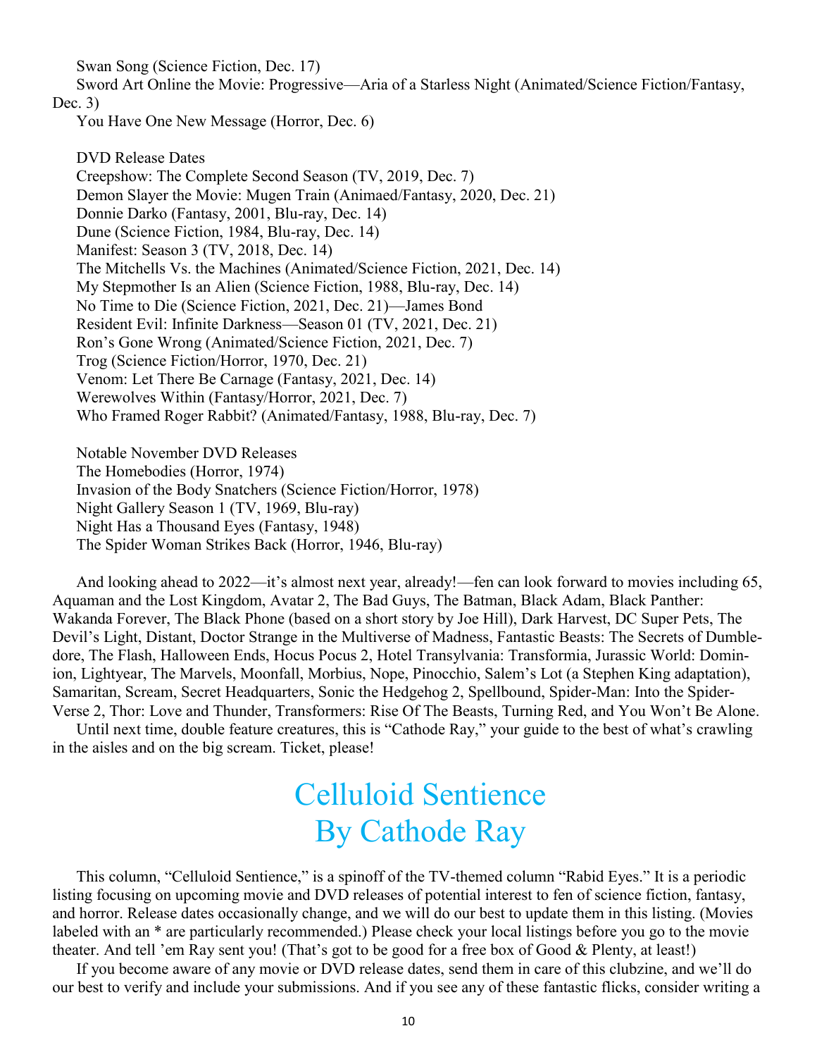Swan Song (Science Fiction, Dec. 17)

Sword Art Online the Movie: Progressive—Aria of a Starless Night (Animated/Science Fiction/Fantasy, Dec. 3)

You Have One New Message (Horror, Dec. 6)

DVD Release Dates

Creepshow: The Complete Second Season (TV, 2019, Dec. 7)
Demon Slayer the Movie: Mugen Train (Animaed/Fantasy, 2020, Dec. 21)
Donnie Darko (Fantasy, 2001, Blu-ray, Dec. 14)
Dune (Science Fiction, 1984, Blu-ray, Dec. 14)
Manifest: Season 3 (TV, 2018, Dec. 14)
The Mitchells Vs. the Machines (Animated/Science Fiction, 2021, Dec. 14)
My Stepmother Is an Alien (Science Fiction, 1988, Blu-ray, Dec. 14)
No Time to Die (Science Fiction, 2021, Dec. 21)—James Bond
Resident Evil: Infinite Darkness—Season 01 (TV, 2021, Dec. 21)
Ron's Gone Wrong (Animated/Science Fiction, 2021, Dec. 7)
Trog (Science Fiction/Horror, 1970, Dec. 21)
Venom: Let There Be Carnage (Fantasy, 2021, Dec. 14)
Werewolves Within (Fantasy/Horror, 2021, Dec. 7)
Who Framed Roger Rabbit? (Animated/Fantasy, 1988, Blu-ray, Dec. 7)

Notable November DVD Releases

The Homebodies (Horror, 1974)
Invasion of the Body Snatchers (Science Fiction/Horror, 1978)
Night Gallery Season 1 (TV, 1969, Blu-ray)
Night Has a Thousand Eyes (Fantasy, 1948)
The Spider Woman Strikes Back (Horror, 1946, Blu-ray)

And looking ahead to 2022—it's almost next year, already!—fen can look forward to movies including 65, Aquaman and the Lost Kingdom, Avatar 2, The Bad Guys, The Batman, Black Adam, Black Panther: Wakanda Forever, The Black Phone (based on a short story by Joe Hill), Dark Harvest, DC Super Pets, The Devil's Light, Distant, Doctor Strange in the Multiverse of Madness, Fantastic Beasts: The Secrets of Dumbledore, The Flash, Halloween Ends, Hocus Pocus 2, Hotel Transylvania: Transformia, Jurassic World: Dominion, Lightyear, The Marvels, Moonfall, Morbius, Nope, Pinocchio, Salem's Lot (a Stephen King adaptation), Samaritan, Scream, Secret Headquarters, Sonic the Hedgehog 2, Spellbound, Spider-Man: Into the Spider-Verse 2, Thor: Love and Thunder, Transformers: Rise Of The Beasts, Turning Red, and You Won't Be Alone.

Until next time, double feature creatures, this is "Cathode Ray," your guide to the best of what's crawling in the aisles and on the big scream. Ticket, please!

# Celluloid Sentience
# By Cathode Ray

This column, "Celluloid Sentience," is a spinoff of the TV-themed column "Rabid Eyes." It is a periodic listing focusing on upcoming movie and DVD releases of potential interest to fen of science fiction, fantasy, and horror. Release dates occasionally change, and we will do our best to update them in this listing. (Movies labeled with an * are particularly recommended.) Please check your local listings before you go to the movie theater. And tell 'em Ray sent you! (That's got to be good for a free box of Good & Plenty, at least!)

If you become aware of any movie or DVD release dates, send them in care of this clubzine, and we'll do our best to verify and include your submissions. And if you see any of these fantastic flicks, consider writing a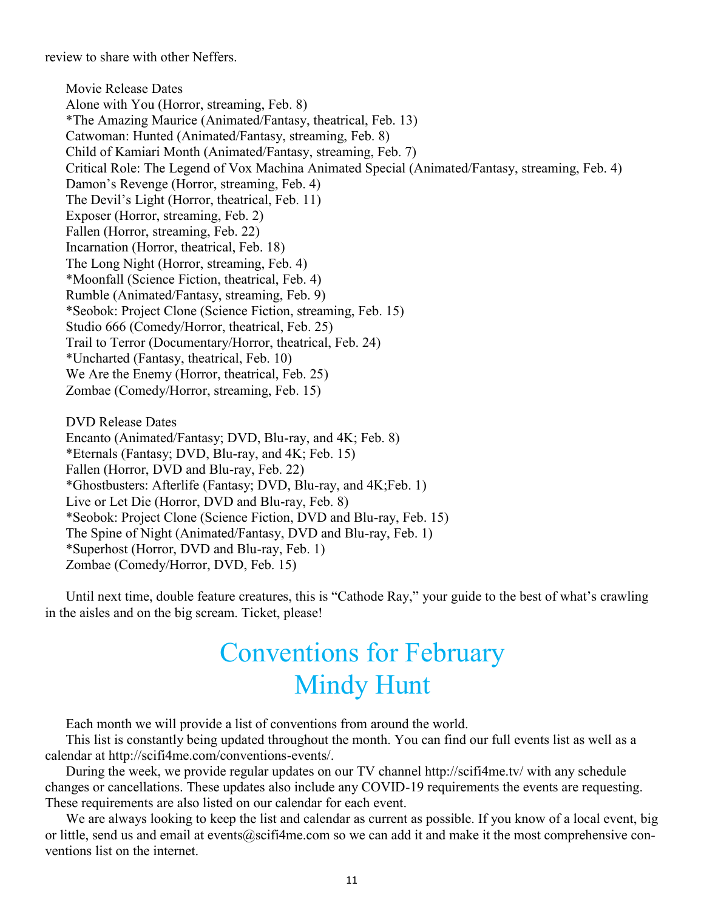review to share with other Neffers.

Movie Release Dates
Alone with You (Horror, streaming, Feb. 8)
*The Amazing Maurice (Animated/Fantasy, theatrical, Feb. 13)
Catwoman: Hunted (Animated/Fantasy, streaming, Feb. 8)
Child of Kamiari Month (Animated/Fantasy, streaming, Feb. 7)
Critical Role: The Legend of Vox Machina Animated Special (Animated/Fantasy, streaming, Feb. 4)
Damon's Revenge (Horror, streaming, Feb. 4)
The Devil's Light (Horror, theatrical, Feb. 11)
Exposer (Horror, streaming, Feb. 2)
Fallen (Horror, streaming, Feb. 22)
Incarnation (Horror, theatrical, Feb. 18)
The Long Night (Horror, streaming, Feb. 4)
*Moonfall (Science Fiction, theatrical, Feb. 4)
Rumble (Animated/Fantasy, streaming, Feb. 9)
*Seobok: Project Clone (Science Fiction, streaming, Feb. 15)
Studio 666 (Comedy/Horror, theatrical, Feb. 25)
Trail to Terror (Documentary/Horror, theatrical, Feb. 24)
*Uncharted (Fantasy, theatrical, Feb. 10)
We Are the Enemy (Horror, theatrical, Feb. 25)
Zombae (Comedy/Horror, streaming, Feb. 15)

DVD Release Dates
Encanto (Animated/Fantasy; DVD, Blu-ray, and 4K; Feb. 8)
*Eternals (Fantasy; DVD, Blu-ray, and 4K; Feb. 15)
Fallen (Horror, DVD and Blu-ray, Feb. 22)
*Ghostbusters: Afterlife (Fantasy; DVD, Blu-ray, and 4K;Feb. 1)
Live or Let Die (Horror, DVD and Blu-ray, Feb. 8)
*Seobok: Project Clone (Science Fiction, DVD and Blu-ray, Feb. 15)
The Spine of Night (Animated/Fantasy, DVD and Blu-ray, Feb. 1)
*Superhost (Horror, DVD and Blu-ray, Feb. 1)
Zombae (Comedy/Horror, DVD, Feb. 15)

Until next time, double feature creatures, this is "Cathode Ray," your guide to the best of what's crawling in the aisles and on the big scream. Ticket, please!

# Conventions for February
## Mindy Hunt

Each month we will provide a list of conventions from around the world.

This list is constantly being updated throughout the month. You can find our full events list as well as a calendar at http://scifi4me.com/conventions-events/.

During the week, we provide regular updates on our TV channel http://scifi4me.tv/ with any schedule changes or cancellations. These updates also include any COVID-19 requirements the events are requesting. These requirements are also listed on our calendar for each event.

We are always looking to keep the list and calendar as current as possible. If you know of a local event, big or little, send us and email at events@scifi4me.com so we can add it and make it the most comprehensive conventions list on the internet.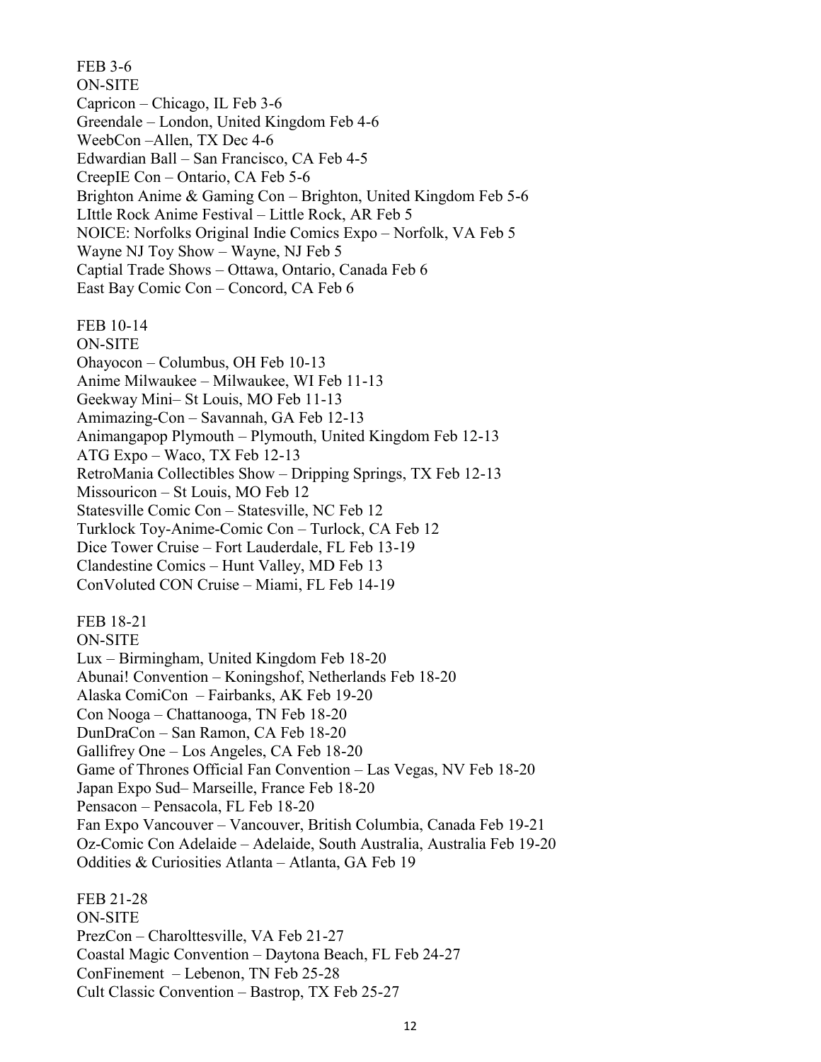FEB 3-6
ON-SITE
Capricon – Chicago, IL Feb 3-6
Greendale – London, United Kingdom Feb 4-6
WeebCon –Allen, TX Dec 4-6
Edwardian Ball – San Francisco, CA Feb 4-5
CreepIE Con – Ontario, CA Feb 5-6
Brighton Anime & Gaming Con – Brighton, United Kingdom Feb 5-6
LIttle Rock Anime Festival – Little Rock, AR Feb 5
NOICE: Norfolks Original Indie Comics Expo – Norfolk, VA Feb 5
Wayne NJ Toy Show – Wayne, NJ Feb 5
Captial Trade Shows – Ottawa, Ontario, Canada Feb 6
East Bay Comic Con – Concord, CA Feb 6

FEB 10-14
ON-SITE
Ohayocon – Columbus, OH Feb 10-13
Anime Milwaukee – Milwaukee, WI Feb 11-13
Geekway Mini– St Louis, MO Feb 11-13
Amimazing-Con – Savannah, GA Feb 12-13
Animangapop Plymouth – Plymouth, United Kingdom Feb 12-13
ATG Expo – Waco, TX Feb 12-13
RetroMania Collectibles Show – Dripping Springs, TX Feb 12-13
Missouricon – St Louis, MO Feb 12
Statesville Comic Con – Statesville, NC Feb 12
Turklock Toy-Anime-Comic Con – Turlock, CA Feb 12
Dice Tower Cruise – Fort Lauderdale, FL Feb 13-19
Clandestine Comics – Hunt Valley, MD Feb 13
ConVoluted CON Cruise – Miami, FL Feb 14-19

FEB 18-21
ON-SITE
Lux – Birmingham, United Kingdom Feb 18-20
Abunai! Convention – Koningshof, Netherlands Feb 18-20
Alaska ComiCon – Fairbanks, AK Feb 19-20
Con Nooga – Chattanooga, TN Feb 18-20
DunDraCon – San Ramon, CA Feb 18-20
Gallifrey One – Los Angeles, CA Feb 18-20
Game of Thrones Official Fan Convention – Las Vegas, NV Feb 18-20
Japan Expo Sud– Marseille, France Feb 18-20
Pensacon – Pensacola, FL Feb 18-20
Fan Expo Vancouver – Vancouver, British Columbia, Canada Feb 19-21
Oz-Comic Con Adelaide – Adelaide, South Australia, Australia Feb 19-20
Oddities & Curiosities Atlanta – Atlanta, GA Feb 19

FEB 21-28
ON-SITE
PrezCon – Charolttesville, VA Feb 21-27
Coastal Magic Convention – Daytona Beach, FL Feb 24-27
ConFinement – Lebenon, TN Feb 25-28
Cult Classic Convention – Bastrop, TX Feb 25-27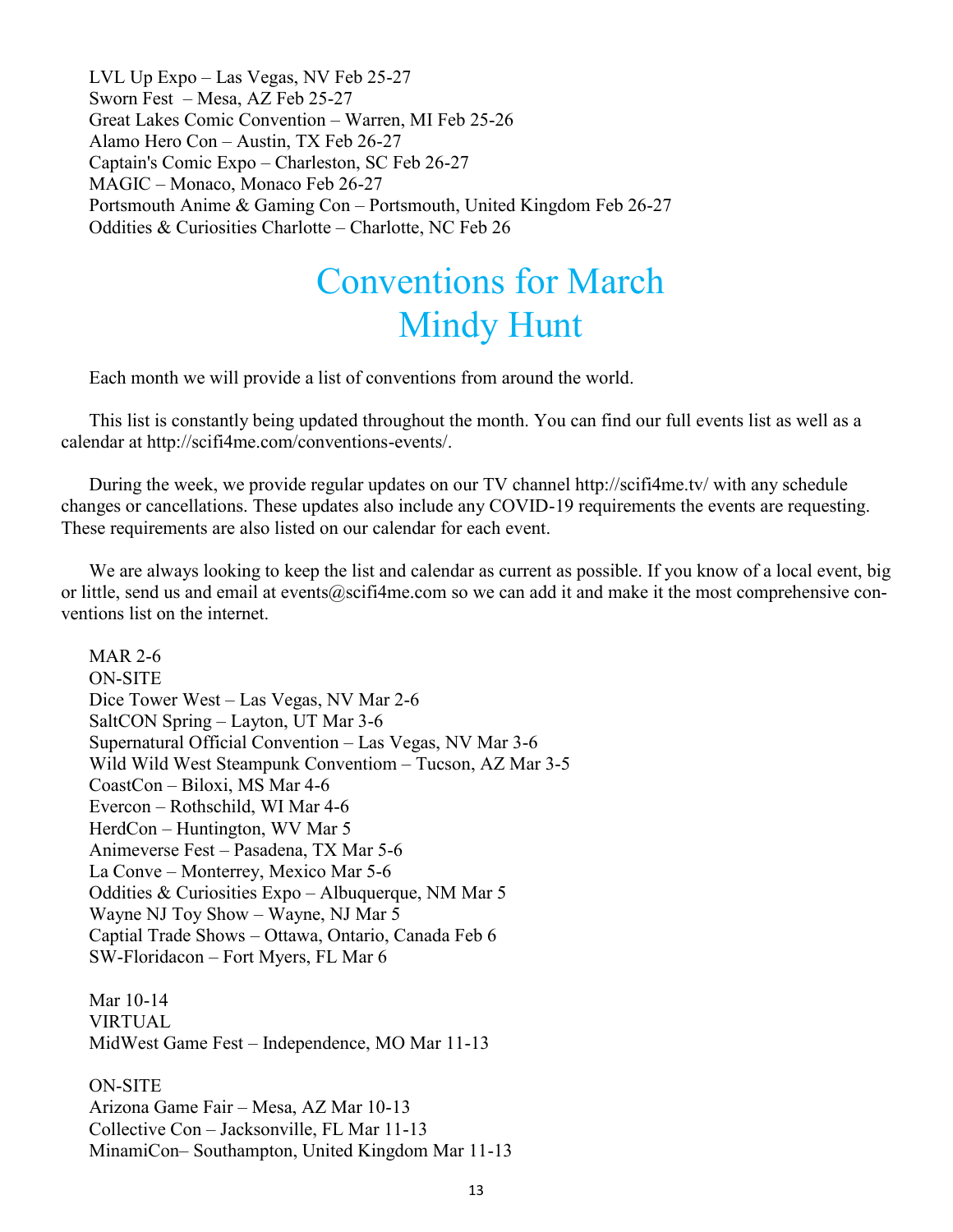LVL Up Expo – Las Vegas, NV Feb 25-27
Sworn Fest – Mesa, AZ Feb 25-27
Great Lakes Comic Convention – Warren, MI Feb 25-26
Alamo Hero Con – Austin, TX Feb 26-27
Captain's Comic Expo – Charleston, SC Feb 26-27
MAGIC – Monaco, Monaco Feb 26-27
Portsmouth Anime & Gaming Con – Portsmouth, United Kingdom Feb 26-27
Oddities & Curiosities Charlotte – Charlotte, NC Feb 26

# Conventions for March
## Mindy Hunt

Each month we will provide a list of conventions from around the world.

This list is constantly being updated throughout the month. You can find our full events list as well as a calendar at http://scifi4me.com/conventions-events/.

During the week, we provide regular updates on our TV channel http://scifi4me.tv/ with any schedule changes or cancellations. These updates also include any COVID-19 requirements the events are requesting. These requirements are also listed on our calendar for each event.

We are always looking to keep the list and calendar as current as possible. If you know of a local event, big or little, send us and email at events@scifi4me.com so we can add it and make it the most comprehensive conventions list on the internet.

MAR 2-6
ON-SITE
Dice Tower West – Las Vegas, NV Mar 2-6
SaltCON Spring – Layton, UT Mar 3-6
Supernatural Official Convention – Las Vegas, NV Mar 3-6
Wild Wild West Steampunk Conventiom – Tucson, AZ Mar 3-5
CoastCon – Biloxi, MS Mar 4-6
Evercon – Rothschild, WI Mar 4-6
HerdCon – Huntington, WV Mar 5
Animeverse Fest – Pasadena, TX Mar 5-6
La Conve – Monterrey, Mexico Mar 5-6
Oddities & Curiosities Expo – Albuquerque, NM Mar 5
Wayne NJ Toy Show – Wayne, NJ Mar 5
Captial Trade Shows – Ottawa, Ontario, Canada Feb 6
SW-Floridacon – Fort Myers, FL Mar 6

Mar 10-14
VIRTUAL
MidWest Game Fest – Independence, MO Mar 11-13

ON-SITE
Arizona Game Fair – Mesa, AZ Mar 10-13
Collective Con – Jacksonville, FL Mar 11-13
MinamiCon– Southampton, United Kingdom Mar 11-13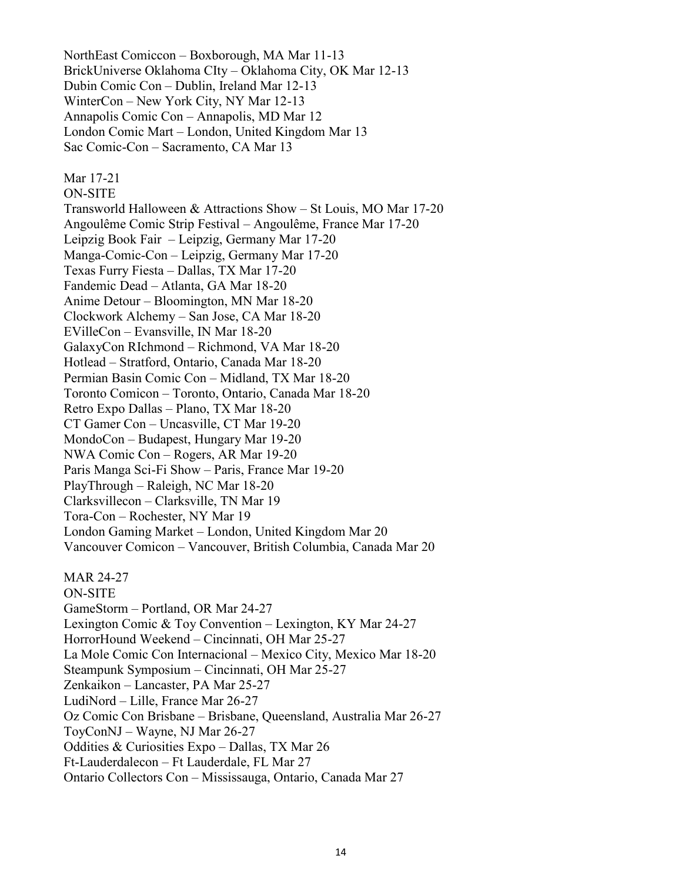NorthEast Comiccon – Boxborough, MA Mar 11-13
BrickUniverse Oklahoma CIty – Oklahoma City, OK Mar 12-13
Dubin Comic Con – Dublin, Ireland Mar 12-13
WinterCon – New York City, NY Mar 12-13
Annapolis Comic Con – Annapolis, MD Mar 12
London Comic Mart – London, United Kingdom Mar 13
Sac Comic-Con – Sacramento, CA Mar 13

Mar 17-21
ON-SITE
Transworld Halloween & Attractions Show – St Louis, MO Mar 17-20
Angoulême Comic Strip Festival – Angoulême, France Mar 17-20
Leipzig Book Fair – Leipzig, Germany Mar 17-20
Manga-Comic-Con – Leipzig, Germany Mar 17-20
Texas Furry Fiesta – Dallas, TX Mar 17-20
Fandemic Dead – Atlanta, GA Mar 18-20
Anime Detour – Bloomington, MN Mar 18-20
Clockwork Alchemy – San Jose, CA Mar 18-20
EVilleCon – Evansville, IN Mar 18-20
GalaxyCon RIchmond – Richmond, VA Mar 18-20
Hotlead – Stratford, Ontario, Canada Mar 18-20
Permian Basin Comic Con – Midland, TX Mar 18-20
Toronto Comicon – Toronto, Ontario, Canada Mar 18-20
Retro Expo Dallas – Plano, TX Mar 18-20
CT Gamer Con – Uncasville, CT Mar 19-20
MondoCon – Budapest, Hungary Mar 19-20
NWA Comic Con – Rogers, AR Mar 19-20
Paris Manga Sci-Fi Show – Paris, France Mar 19-20
PlayThrough – Raleigh, NC Mar 18-20
Clarksvillecon – Clarksville, TN Mar 19
Tora-Con – Rochester, NY Mar 19
London Gaming Market – London, United Kingdom Mar 20
Vancouver Comicon – Vancouver, British Columbia, Canada Mar 20

MAR 24-27
ON-SITE
GameStorm – Portland, OR Mar 24-27
Lexington Comic & Toy Convention – Lexington, KY Mar 24-27
HorrorHound Weekend – Cincinnati, OH Mar 25-27
La Mole Comic Con Internacional – Mexico City, Mexico Mar 18-20
Steampunk Symposium – Cincinnati, OH Mar 25-27
Zenkaikon – Lancaster, PA Mar 25-27
LudiNord – Lille, France Mar 26-27
Oz Comic Con Brisbane – Brisbane, Queensland, Australia Mar 26-27
ToyConNJ – Wayne, NJ Mar 26-27
Oddities & Curiosities Expo – Dallas, TX Mar 26
Ft-Lauderdalecon – Ft Lauderdale, FL Mar 27
Ontario Collectors Con – Mississauga, Ontario, Canada Mar 27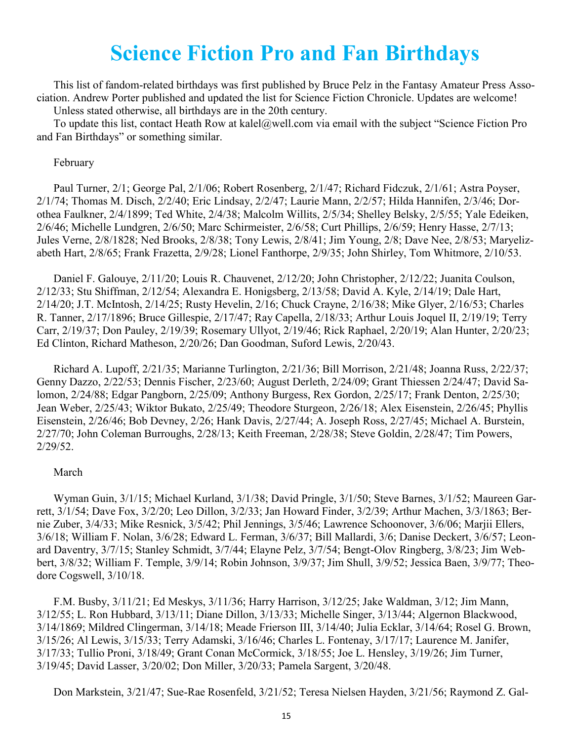# Science Fiction Pro and Fan Birthdays

This list of fandom-related birthdays was first published by Bruce Pelz in the Fantasy Amateur Press Association. Andrew Porter published and updated the list for Science Fiction Chronicle. Updates are welcome!

Unless stated otherwise, all birthdays are in the 20th century.

To update this list, contact Heath Row at kalel@well.com via email with the subject "Science Fiction Pro and Fan Birthdays" or something similar.

February

Paul Turner, 2/1; George Pal, 2/1/06; Robert Rosenberg, 2/1/47; Richard Fidczuk, 2/1/61; Astra Poyser, 2/1/74; Thomas M. Disch, 2/2/40; Eric Lindsay, 2/2/47; Laurie Mann, 2/2/57; Hilda Hannifen, 2/3/46; Dorothea Faulkner, 2/4/1899; Ted White, 2/4/38; Malcolm Willits, 2/5/34; Shelley Belsky, 2/5/55; Yale Edeiken, 2/6/46; Michelle Lundgren, 2/6/50; Marc Schirmeister, 2/6/58; Curt Phillips, 2/6/59; Henry Hasse, 2/7/13; Jules Verne, 2/8/1828; Ned Brooks, 2/8/38; Tony Lewis, 2/8/41; Jim Young, 2/8; Dave Nee, 2/8/53; Maryelizabeth Hart, 2/8/65; Frank Frazetta, 2/9/28; Lionel Fanthorpe, 2/9/35; John Shirley, Tom Whitmore, 2/10/53.

Daniel F. Galouye, 2/11/20; Louis R. Chauvenet, 2/12/20; John Christopher, 2/12/22; Juanita Coulson, 2/12/33; Stu Shiffman, 2/12/54; Alexandra E. Honigsberg, 2/13/58; David A. Kyle, 2/14/19; Dale Hart, 2/14/20; J.T. McIntosh, 2/14/25; Rusty Hevelin, 2/16; Chuck Crayne, 2/16/38; Mike Glyer, 2/16/53; Charles R. Tanner, 2/17/1896; Bruce Gillespie, 2/17/47; Ray Capella, 2/18/33; Arthur Louis Joquel II, 2/19/19; Terry Carr, 2/19/37; Don Pauley, 2/19/39; Rosemary Ullyot, 2/19/46; Rick Raphael, 2/20/19; Alan Hunter, 2/20/23; Ed Clinton, Richard Matheson, 2/20/26; Dan Goodman, Suford Lewis, 2/20/43.

Richard A. Lupoff, 2/21/35; Marianne Turlington, 2/21/36; Bill Morrison, 2/21/48; Joanna Russ, 2/22/37; Genny Dazzo, 2/22/53; Dennis Fischer, 2/23/60; August Derleth, 2/24/09; Grant Thiessen 2/24/47; David Salomon, 2/24/88; Edgar Pangborn, 2/25/09; Anthony Burgess, Rex Gordon, 2/25/17; Frank Denton, 2/25/30; Jean Weber, 2/25/43; Wiktor Bukato, 2/25/49; Theodore Sturgeon, 2/26/18; Alex Eisenstein, 2/26/45; Phyllis Eisenstein, 2/26/46; Bob Devney, 2/26; Hank Davis, 2/27/44; A. Joseph Ross, 2/27/45; Michael A. Burstein, 2/27/70; John Coleman Burroughs, 2/28/13; Keith Freeman, 2/28/38; Steve Goldin, 2/28/47; Tim Powers, 2/29/52.

March

Wyman Guin, 3/1/15; Michael Kurland, 3/1/38; David Pringle, 3/1/50; Steve Barnes, 3/1/52; Maureen Garrett, 3/1/54; Dave Fox, 3/2/20; Leo Dillon, 3/2/33; Jan Howard Finder, 3/2/39; Arthur Machen, 3/3/1863; Bernie Zuber, 3/4/33; Mike Resnick, 3/5/42; Phil Jennings, 3/5/46; Lawrence Schoonover, 3/6/06; Marjii Ellers, 3/6/18; William F. Nolan, 3/6/28; Edward L. Ferman, 3/6/37; Bill Mallardi, 3/6; Danise Deckert, 3/6/57; Leonard Daventry, 3/7/15; Stanley Schmidt, 3/7/44; Elayne Pelz, 3/7/54; Bengt-Olov Ringberg, 3/8/23; Jim Webbert, 3/8/32; William F. Temple, 3/9/14; Robin Johnson, 3/9/37; Jim Shull, 3/9/52; Jessica Baen, 3/9/77; Theodore Cogswell, 3/10/18.

F.M. Busby, 3/11/21; Ed Meskys, 3/11/36; Harry Harrison, 3/12/25; Jake Waldman, 3/12; Jim Mann, 3/12/55; L. Ron Hubbard, 3/13/11; Diane Dillon, 3/13/33; Michelle Singer, 3/13/44; Algernon Blackwood, 3/14/1869; Mildred Clingerman, 3/14/18; Meade Frierson III, 3/14/40; Julia Ecklar, 3/14/64; Rosel G. Brown, 3/15/26; Al Lewis, 3/15/33; Terry Adamski, 3/16/46; Charles L. Fontenay, 3/17/17; Laurence M. Janifer, 3/17/33; Tullio Proni, 3/18/49; Grant Conan McCormick, 3/18/55; Joe L. Hensley, 3/19/26; Jim Turner, 3/19/45; David Lasser, 3/20/02; Don Miller, 3/20/33; Pamela Sargent, 3/20/48.

Don Markstein, 3/21/47; Sue-Rae Rosenfeld, 3/21/52; Teresa Nielsen Hayden, 3/21/56; Raymond Z. Gal-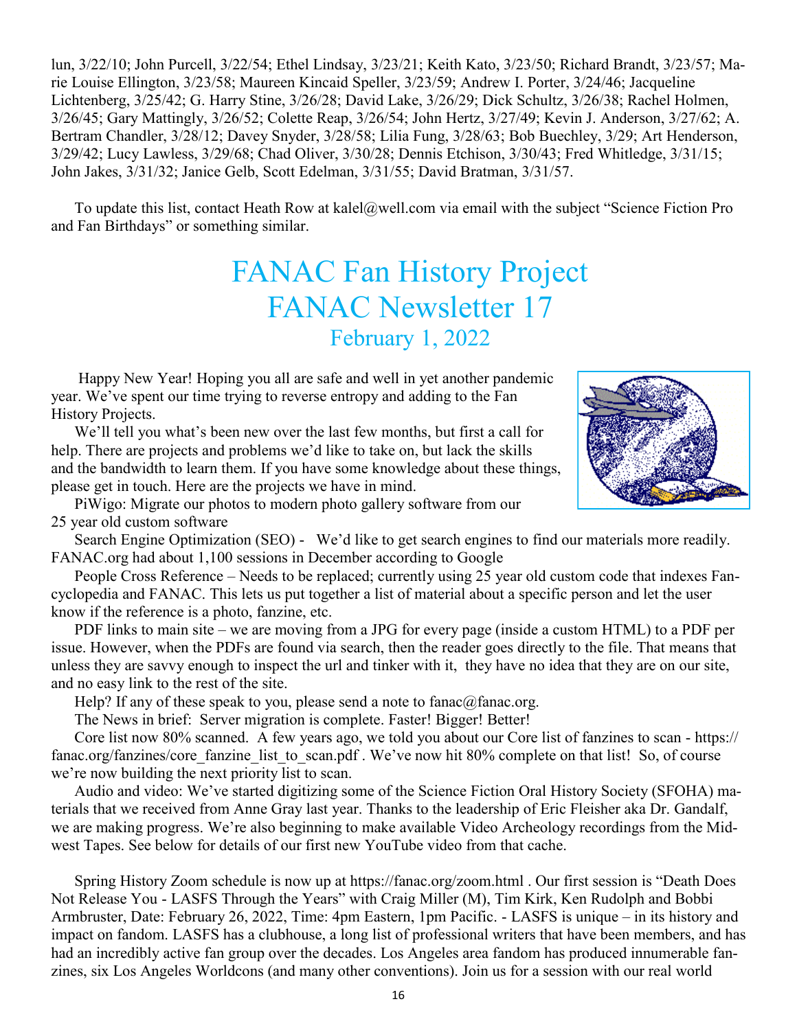lun, 3/22/10; John Purcell, 3/22/54; Ethel Lindsay, 3/23/21; Keith Kato, 3/23/50; Richard Brandt, 3/23/57; Marie Louise Ellington, 3/23/58; Maureen Kincaid Speller, 3/23/59; Andrew I. Porter, 3/24/46; Jacqueline Lichtenberg, 3/25/42; G. Harry Stine, 3/26/28; David Lake, 3/26/29; Dick Schultz, 3/26/38; Rachel Holmen, 3/26/45; Gary Mattingly, 3/26/52; Colette Reap, 3/26/54; John Hertz, 3/27/49; Kevin J. Anderson, 3/27/62; A. Bertram Chandler, 3/28/12; Davey Snyder, 3/28/58; Lilia Fung, 3/28/63; Bob Buechley, 3/29; Art Henderson, 3/29/42; Lucy Lawless, 3/29/68; Chad Oliver, 3/30/28; Dennis Etchison, 3/30/43; Fred Whitledge, 3/31/15; John Jakes, 3/31/32; Janice Gelb, Scott Edelman, 3/31/55; David Bratman, 3/31/57.

To update this list, contact Heath Row at kalel@well.com via email with the subject "Science Fiction Pro and Fan Birthdays" or something similar.

# FANAC Fan History Project
# FANAC Newsletter 17
## February 1, 2022

Happy New Year! Hoping you all are safe and well in yet another pandemic year. We've spent our time trying to reverse entropy and adding to the Fan History Projects.

We'll tell you what's been new over the last few months, but first a call for help. There are projects and problems we'd like to take on, but lack the skills and the bandwidth to learn them. If you have some knowledge about these things, please get in touch. Here are the projects we have in mind.

PiWigo: Migrate our photos to modern photo gallery software from our 25 year old custom software

Search Engine Optimization (SEO) - We'd like to get search engines to find our materials more readily. FANAC.org had about 1,100 sessions in December according to Google

People Cross Reference – Needs to be replaced; currently using 25 year old custom code that indexes Fancyclopedia and FANAC. This lets us put together a list of material about a specific person and let the user know if the reference is a photo, fanzine, etc.

PDF links to main site – we are moving from a JPG for every page (inside a custom HTML) to a PDF per issue. However, when the PDFs are found via search, then the reader goes directly to the file. That means that unless they are savvy enough to inspect the url and tinker with it, they have no idea that they are on our site, and no easy link to the rest of the site.

Help? If any of these speak to you, please send a note to fanac@fanac.org.

The News in brief: Server migration is complete. Faster! Bigger! Better!

Core list now 80% scanned. A few years ago, we told you about our Core list of fanzines to scan - https://fanac.org/fanzines/core_fanzine_list_to_scan.pdf . We've now hit 80% complete on that list! So, of course we're now building the next priority list to scan.

Audio and video: We've started digitizing some of the Science Fiction Oral History Society (SFOHA) materials that we received from Anne Gray last year. Thanks to the leadership of Eric Fleisher aka Dr. Gandalf, we are making progress. We're also beginning to make available Video Archeology recordings from the Midwest Tapes. See below for details of our first new YouTube video from that cache.

Spring History Zoom schedule is now up at https://fanac.org/zoom.html . Our first session is "Death Does Not Release You - LASFS Through the Years" with Craig Miller (M), Tim Kirk, Ken Rudolph and Bobbi Armbruster, Date: February 26, 2022, Time: 4pm Eastern, 1pm Pacific. - LASFS is unique – in its history and impact on fandom. LASFS has a clubhouse, a long list of professional writers that have been members, and has had an incredibly active fan group over the decades. Los Angeles area fandom has produced innumerable fanzines, six Los Angeles Worldcons (and many other conventions). Join us for a session with our real world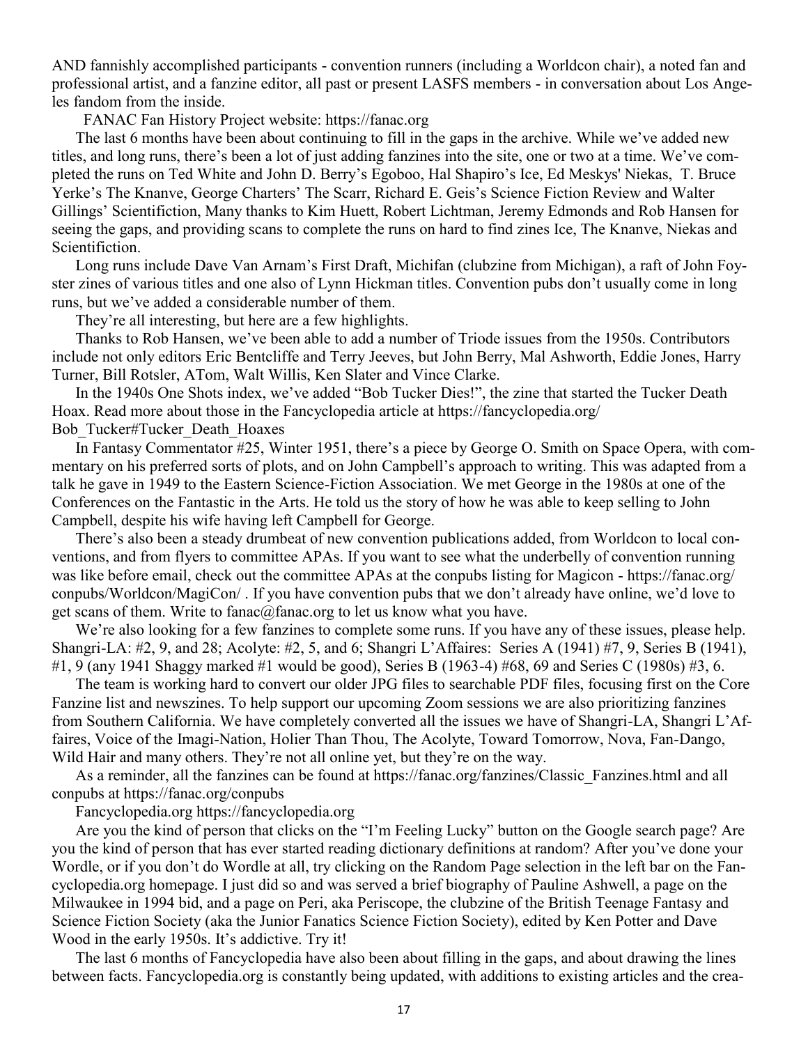AND fannishly accomplished participants - convention runners (including a Worldcon chair), a noted fan and professional artist, and a fanzine editor, all past or present LASFS members - in conversation about Los Angeles fandom from the inside.

FANAC Fan History Project website: https://fanac.org

The last 6 months have been about continuing to fill in the gaps in the archive. While we've added new titles, and long runs, there's been a lot of just adding fanzines into the site, one or two at a time. We've completed the runs on Ted White and John D. Berry's Egoboo, Hal Shapiro's Ice, Ed Meskys' Niekas, T. Bruce Yerke's The Knanve, George Charters' The Scarr, Richard E. Geis's Science Fiction Review and Walter Gillings' Scientifiction, Many thanks to Kim Huett, Robert Lichtman, Jeremy Edmonds and Rob Hansen for seeing the gaps, and providing scans to complete the runs on hard to find zines Ice, The Knanve, Niekas and Scientifiction.

Long runs include Dave Van Arnam's First Draft, Michifan (clubzine from Michigan), a raft of John Foyster zines of various titles and one also of Lynn Hickman titles. Convention pubs don't usually come in long runs, but we've added a considerable number of them.

They're all interesting, but here are a few highlights.

Thanks to Rob Hansen, we've been able to add a number of Triode issues from the 1950s. Contributors include not only editors Eric Bentcliffe and Terry Jeeves, but John Berry, Mal Ashworth, Eddie Jones, Harry Turner, Bill Rotsler, ATom, Walt Willis, Ken Slater and Vince Clarke.

In the 1940s One Shots index, we've added "Bob Tucker Dies!", the zine that started the Tucker Death Hoax. Read more about those in the Fancyclopedia article at https://fancyclopedia.org/Bob_Tucker#Tucker_Death_Hoaxes

In Fantasy Commentator #25, Winter 1951, there's a piece by George O. Smith on Space Opera, with commentary on his preferred sorts of plots, and on John Campbell's approach to writing. This was adapted from a talk he gave in 1949 to the Eastern Science-Fiction Association. We met George in the 1980s at one of the Conferences on the Fantastic in the Arts. He told us the story of how he was able to keep selling to John Campbell, despite his wife having left Campbell for George.

There's also been a steady drumbeat of new convention publications added, from Worldcon to local conventions, and from flyers to committee APAs. If you want to see what the underbelly of convention running was like before email, check out the committee APAs at the conpubs listing for Magicon - https://fanac.org/conpubs/Worldcon/MagiCon/ . If you have convention pubs that we don't already have online, we'd love to get scans of them. Write to fanac@fanac.org to let us know what you have.

We're also looking for a few fanzines to complete some runs. If you have any of these issues, please help. Shangri-LA: #2, 9, and 28; Acolyte: #2, 5, and 6; Shangri L'Affaires: Series A (1941) #7, 9, Series B (1941), #1, 9 (any 1941 Shaggy marked #1 would be good), Series B (1963-4) #68, 69 and Series C (1980s) #3, 6.

The team is working hard to convert our older JPG files to searchable PDF files, focusing first on the Core Fanzine list and newszines. To help support our upcoming Zoom sessions we are also prioritizing fanzines from Southern California. We have completely converted all the issues we have of Shangri-LA, Shangri L'Affaires, Voice of the Imagi-Nation, Holier Than Thou, The Acolyte, Toward Tomorrow, Nova, Fan-Dango, Wild Hair and many others. They're not all online yet, but they're on the way.

As a reminder, all the fanzines can be found at https://fanac.org/fanzines/Classic_Fanzines.html and all conpubs at https://fanac.org/conpubs

Fancyclopedia.org https://fancyclopedia.org

Are you the kind of person that clicks on the "I'm Feeling Lucky" button on the Google search page? Are you the kind of person that has ever started reading dictionary definitions at random? After you've done your Wordle, or if you don't do Wordle at all, try clicking on the Random Page selection in the left bar on the Fancyclopedia.org homepage. I just did so and was served a brief biography of Pauline Ashwell, a page on the Milwaukee in 1994 bid, and a page on Peri, aka Periscope, the clubzine of the British Teenage Fantasy and Science Fiction Society (aka the Junior Fanatics Science Fiction Society), edited by Ken Potter and Dave Wood in the early 1950s. It's addictive. Try it!

The last 6 months of Fancyclopedia have also been about filling in the gaps, and about drawing the lines between facts. Fancyclopedia.org is constantly being updated, with additions to existing articles and the crea-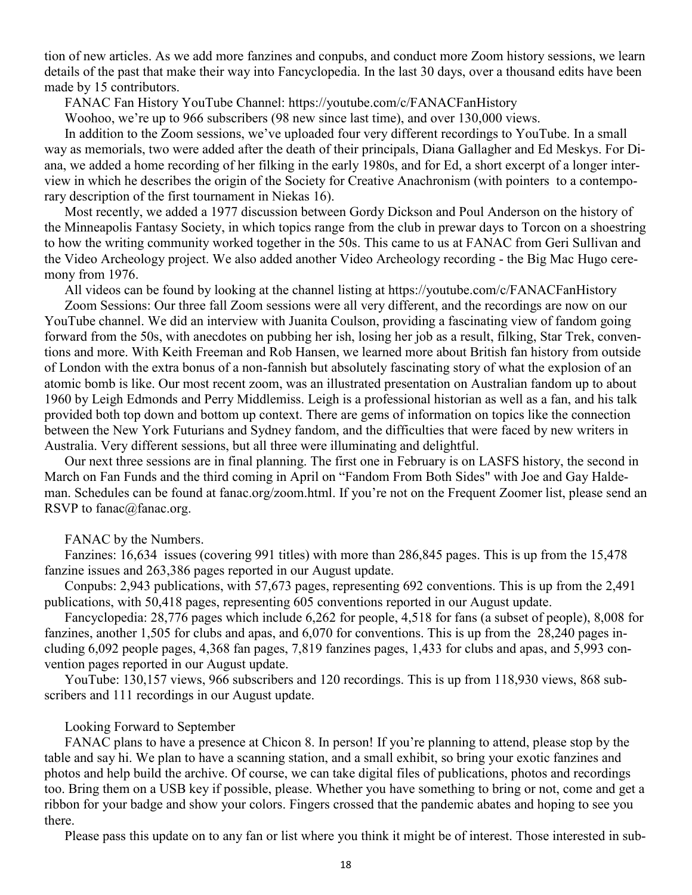tion of new articles. As we add more fanzines and conpubs, and conduct more Zoom history sessions, we learn details of the past that make their way into Fancyclopedia. In the last 30 days, over a thousand edits have been made by 15 contributors.

FANAC Fan History YouTube Channel: https://youtube.com/c/FANACFanHistory

Woohoo, we're up to 966 subscribers (98 new since last time), and over 130,000 views.

In addition to the Zoom sessions, we've uploaded four very different recordings to YouTube. In a small way as memorials, two were added after the death of their principals, Diana Gallagher and Ed Meskys. For Diana, we added a home recording of her filking in the early 1980s, and for Ed, a short excerpt of a longer interview in which he describes the origin of the Society for Creative Anachronism (with pointers to a contemporary description of the first tournament in Niekas 16).

Most recently, we added a 1977 discussion between Gordy Dickson and Poul Anderson on the history of the Minneapolis Fantasy Society, in which topics range from the club in prewar days to Torcon on a shoestring to how the writing community worked together in the 50s. This came to us at FANAC from Geri Sullivan and the Video Archeology project. We also added another Video Archeology recording - the Big Mac Hugo ceremony from 1976.

All videos can be found by looking at the channel listing at https://youtube.com/c/FANACFanHistory

Zoom Sessions: Our three fall Zoom sessions were all very different, and the recordings are now on our YouTube channel. We did an interview with Juanita Coulson, providing a fascinating view of fandom going forward from the 50s, with anecdotes on pubbing her ish, losing her job as a result, filking, Star Trek, conventions and more. With Keith Freeman and Rob Hansen, we learned more about British fan history from outside of London with the extra bonus of a non-fannish but absolutely fascinating story of what the explosion of an atomic bomb is like. Our most recent zoom, was an illustrated presentation on Australian fandom up to about 1960 by Leigh Edmonds and Perry Middlemiss. Leigh is a professional historian as well as a fan, and his talk provided both top down and bottom up context. There are gems of information on topics like the connection between the New York Futurians and Sydney fandom, and the difficulties that were faced by new writers in Australia. Very different sessions, but all three were illuminating and delightful.

Our next three sessions are in final planning. The first one in February is on LASFS history, the second in March on Fan Funds and the third coming in April on "Fandom From Both Sides" with Joe and Gay Haldeman. Schedules can be found at fanac.org/zoom.html. If you're not on the Frequent Zoomer list, please send an RSVP to fanac@fanac.org.

FANAC by the Numbers.

Fanzines: 16,634 issues (covering 991 titles) with more than 286,845 pages. This is up from the 15,478 fanzine issues and 263,386 pages reported in our August update.

Conpubs: 2,943 publications, with 57,673 pages, representing 692 conventions. This is up from the 2,491 publications, with 50,418 pages, representing 605 conventions reported in our August update.

Fancyclopedia: 28,776 pages which include 6,262 for people, 4,518 for fans (a subset of people), 8,008 for fanzines, another 1,505 for clubs and apas, and 6,070 for conventions. This is up from the 28,240 pages including 6,092 people pages, 4,368 fan pages, 7,819 fanzines pages, 1,433 for clubs and apas, and 5,993 convention pages reported in our August update.

YouTube: 130,157 views, 966 subscribers and 120 recordings. This is up from 118,930 views, 868 subscribers and 111 recordings in our August update.

Looking Forward to September

FANAC plans to have a presence at Chicon 8. In person! If you're planning to attend, please stop by the table and say hi. We plan to have a scanning station, and a small exhibit, so bring your exotic fanzines and photos and help build the archive. Of course, we can take digital files of publications, photos and recordings too. Bring them on a USB key if possible, please. Whether you have something to bring or not, come and get a ribbon for your badge and show your colors. Fingers crossed that the pandemic abates and hoping to see you there.

Please pass this update on to any fan or list where you think it might be of interest. Those interested in sub-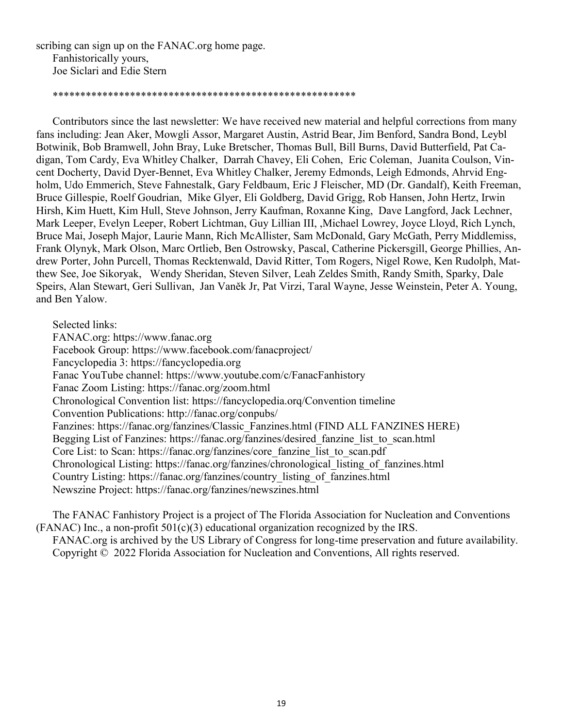scribing can sign up on the FANAC.org home page.

Fanhistorically yours,
Joe Siclari and Edie Stern

*******************************************************

Contributors since the last newsletter: We have received new material and helpful corrections from many fans including: Jean Aker, Mowgli Assor, Margaret Austin, Astrid Bear, Jim Benford, Sandra Bond, Leybl Botwinik, Bob Bramwell, John Bray, Luke Bretscher, Thomas Bull, Bill Burns, David Butterfield, Pat Cadigan, Tom Cardy, Eva Whitley Chalker, Darrah Chavey, Eli Cohen, Eric Coleman, Juanita Coulson, Vincent Docherty, David Dyer-Bennet, Eva Whitley Chalker, Jeremy Edmonds, Leigh Edmonds, Ahrvid Engholm, Udo Emmerich, Steve Fahnestalk, Gary Feldbaum, Eric J Fleischer, MD (Dr. Gandalf), Keith Freeman, Bruce Gillespie, Roelf Goudrian, Mike Glyer, Eli Goldberg, David Grigg, Rob Hansen, John Hertz, Irwin Hirsh, Kim Huett, Kim Hull, Steve Johnson, Jerry Kaufman, Roxanne King, Dave Langford, Jack Lechner, Mark Leeper, Evelyn Leeper, Robert Lichtman, Guy Lillian III, ,Michael Lowrey, Joyce Lloyd, Rich Lynch, Bruce Mai, Joseph Major, Laurie Mann, Rich McAllister, Sam McDonald, Gary McGath, Perry Middlemiss, Frank Olynyk, Mark Olson, Marc Ortlieb, Ben Ostrowsky, Pascal, Catherine Pickersgill, George Phillies, Andrew Porter, John Purcell, Thomas Recktenwald, David Ritter, Tom Rogers, Nigel Rowe, Ken Rudolph, Matthew See, Joe Sikoryak, Wendy Sheridan, Steven Silver, Leah Zeldes Smith, Randy Smith, Sparky, Dale Speirs, Alan Stewart, Geri Sullivan, Jan Vaněk Jr, Pat Virzi, Taral Wayne, Jesse Weinstein, Peter A. Young, and Ben Yalow.

Selected links:
FANAC.org: https://www.fanac.org
Facebook Group: https://www.facebook.com/fanacproject/
Fancyclopedia 3: https://fancyclopedia.org
Fanac YouTube channel: https://www.youtube.com/c/FanacFanhistory
Fanac Zoom Listing: https://fanac.org/zoom.html
Chronological Convention list: https://fancyclopedia.orq/Convention timeline
Convention Publications: http://fanac.org/conpubs/
Fanzines: https://fanac.org/fanzines/Classic_Fanzines.html (FIND ALL FANZINES HERE)
Begging List of Fanzines: https://fanac.org/fanzines/desired_fanzine_list_to_scan.html
Core List: to Scan: https://fanac.org/fanzines/core_fanzine_list_to_scan.pdf
Chronological Listing: https://fanac.org/fanzines/chronological_listing_of_fanzines.html
Country Listing: https://fanac.org/fanzines/country_listing_of_fanzines.html
Newszine Project: https://fanac.org/fanzines/newszines.html

The FANAC Fanhistory Project is a project of The Florida Association for Nucleation and Conventions (FANAC) Inc., a non-profit 501(c)(3) educational organization recognized by the IRS.

FANAC.org is archived by the US Library of Congress for long-time preservation and future availability.

Copyright © 2022 Florida Association for Nucleation and Conventions, All rights reserved.